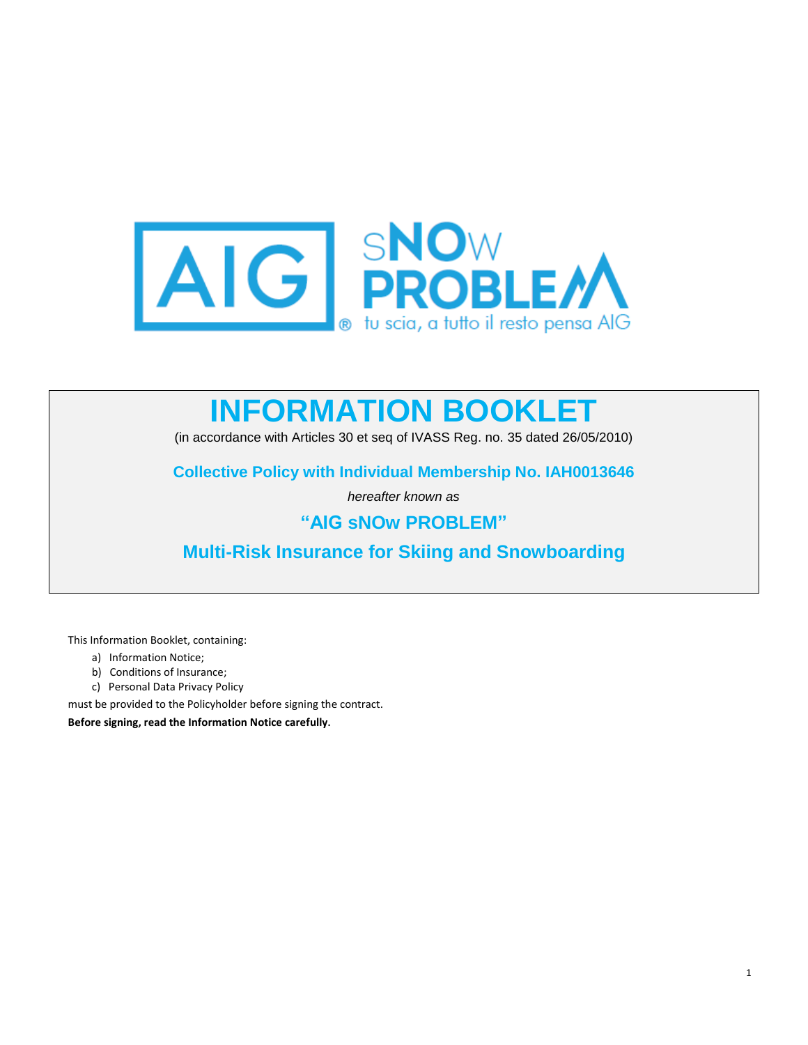AIG sNOw PROBLEM® tu scia, a tutto il resto pensa AIG

# INFORMATION BOOKLET

(in accordance with Articles 30 et seq of IVASS Reg. no. 35 dated 26/05/2010)

## Collective Policy with Individual Membership No. IAH0013646

*hereafter known as*

## "AIG sNOw PROBLEM"

## Multi-Risk Insurance for Skiing and Snowboarding

This Information Booklet, containing:

a) Information Notice;
b) Conditions of Insurance;
c) Personal Data Privacy Policy

must be provided to the Policyholder before signing the contract.

**Before signing, read the Information Notice carefully.**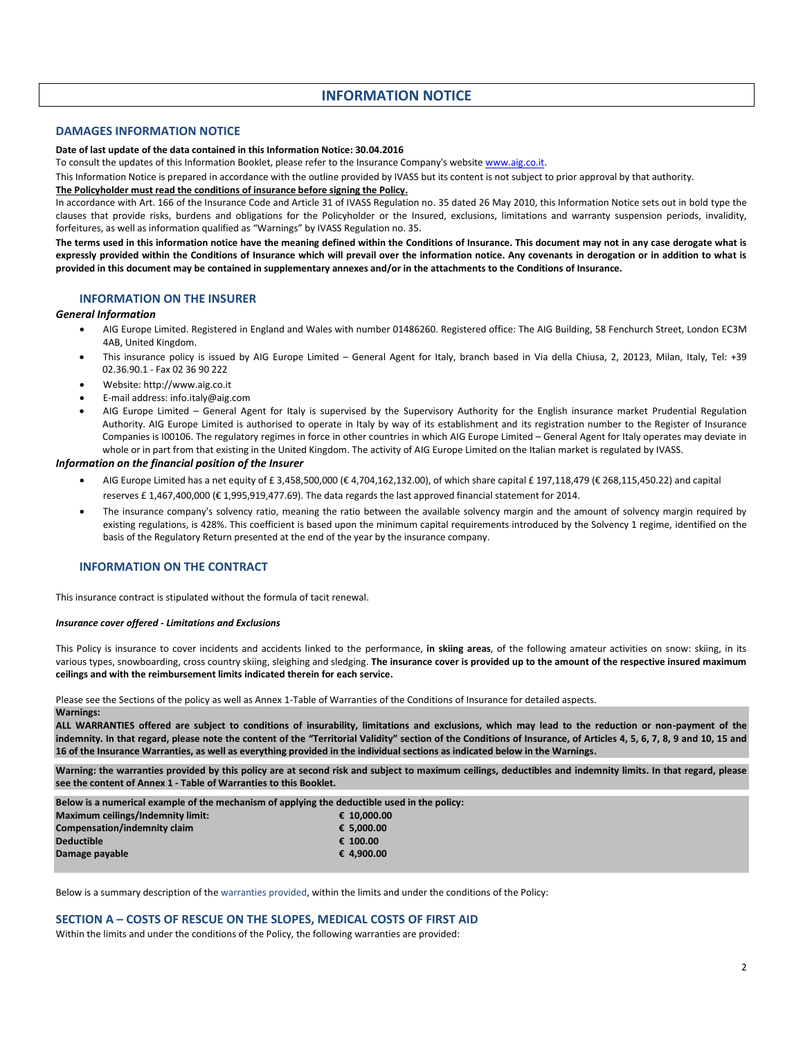# INFORMATION NOTICE

## DAMAGES INFORMATION NOTICE

**Date of last update of the data contained in this Information Notice: 30.04.2016**

To consult the updates of this Information Booklet, please refer to the Insurance Company's website www.aig.co.it.

This Information Notice is prepared in accordance with the outline provided by IVASS but its content is not subject to prior approval by that authority.

**The Policyholder must read the conditions of insurance before signing the Policy.**

In accordance with Art. 166 of the Insurance Code and Article 31 of IVASS Regulation no. 35 dated 26 May 2010, this Information Notice sets out in bold type the clauses that provide risks, burdens and obligations for the Policyholder or the Insured, exclusions, limitations and warranty suspension periods, invalidity, forfeitures, as well as information qualified as "Warnings" by IVASS Regulation no. 35.

**The terms used in this information notice have the meaning defined within the Conditions of Insurance. This document may not in any case derogate what is expressly provided within the Conditions of Insurance which will prevail over the information notice. Any covenants in derogation or in addition to what is provided in this document may be contained in supplementary annexes and/or in the attachments to the Conditions of Insurance.**

### INFORMATION ON THE INSURER

***General Information***

- AIG Europe Limited. Registered in England and Wales with number 01486260. Registered office: The AIG Building, 58 Fenchurch Street, London EC3M 4AB, United Kingdom.
- This insurance policy is issued by AIG Europe Limited – General Agent for Italy, branch based in Via della Chiusa, 2, 20123, Milan, Italy, Tel: +39 02.36.90.1 - Fax 02 36 90 222
- Website: http://www.aig.co.it
- E-mail address: info.italy@aig.com
- AIG Europe Limited – General Agent for Italy is supervised by the Supervisory Authority for the English insurance market Prudential Regulation Authority. AIG Europe Limited is authorised to operate in Italy by way of its establishment and its registration number to the Register of Insurance Companies is I00106. The regulatory regimes in force in other countries in which AIG Europe Limited – General Agent for Italy operates may deviate in whole or in part from that existing in the United Kingdom. The activity of AIG Europe Limited on the Italian market is regulated by IVASS.

***Information on the financial position of the Insurer***

- AIG Europe Limited has a net equity of £ 3,458,500,000 (€ 4,704,162,132.00), of which share capital £ 197,118,479 (€ 268,115,450.22) and capital reserves £ 1,467,400,000 (€ 1,995,919,477.69). The data regards the last approved financial statement for 2014.
- The insurance company's solvency ratio, meaning the ratio between the available solvency margin and the amount of solvency margin required by existing regulations, is 428%. This coefficient is based upon the minimum capital requirements introduced by the Solvency 1 regime, identified on the basis of the Regulatory Return presented at the end of the year by the insurance company.

### INFORMATION ON THE CONTRACT

This insurance contract is stipulated without the formula of tacit renewal.

***Insurance cover offered - Limitations and Exclusions***

This Policy is insurance to cover incidents and accidents linked to the performance, **in skiing areas**, of the following amateur activities on snow: skiing, in its various types, snowboarding, cross country skiing, sleighing and sledging. **The insurance cover is provided up to the amount of the respective insured maximum ceilings and with the reimbursement limits indicated therein for each service.**

Please see the Sections of the policy as well as Annex 1-Table of Warranties of the Conditions of Insurance for detailed aspects.

**Warnings:**

**ALL WARRANTIES offered are subject to conditions of insurability, limitations and exclusions, which may lead to the reduction or non-payment of the indemnity. In that regard, please note the content of the "Territorial Validity" section of the Conditions of Insurance, of Articles 4, 5, 6, 7, 8, 9 and 10, 15 and 16 of the Insurance Warranties, as well as everything provided in the individual sections as indicated below in the Warnings.**

**Warning: the warranties provided by this policy are at second risk and subject to maximum ceilings, deductibles and indemnity limits. In that regard, please see the content of Annex 1 - Table of Warranties to this Booklet.**

**Below is a numerical example of the mechanism of applying the deductible used in the policy:**

| | |
|---|---|
| **Maximum ceilings/Indemnity limit:** | **€ 10,000.00** |
| **Compensation/indemnity claim** | **€ 5,000.00** |
| **Deductible** | **€ 100.00** |
| **Damage payable** | **€ 4,900.00** |

Below is a summary description of the warranties provided, within the limits and under the conditions of the Policy:

## SECTION A – COSTS OF RESCUE ON THE SLOPES, MEDICAL COSTS OF FIRST AID

Within the limits and under the conditions of the Policy, the following warranties are provided: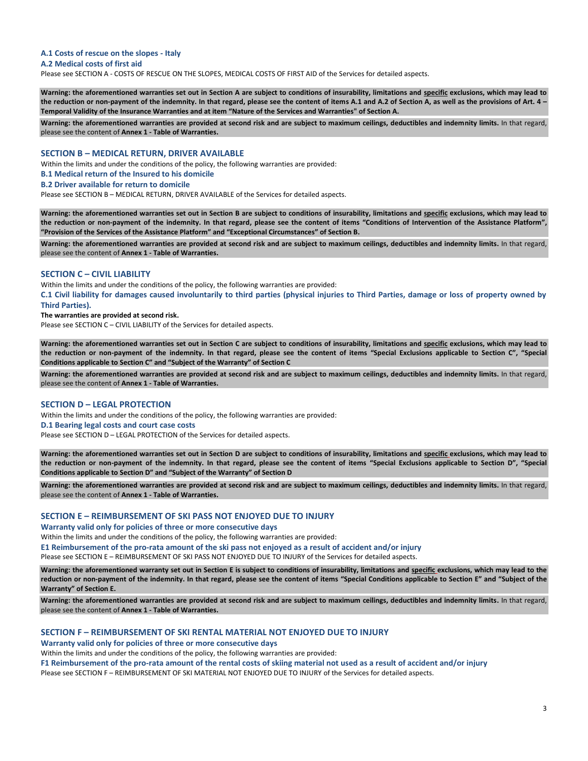### A.1 Costs of rescue on the slopes - Italy

### A.2 Medical costs of first aid

Please see SECTION A - COSTS OF RESCUE ON THE SLOPES, MEDICAL COSTS OF FIRST AID of the Services for detailed aspects.

**Warning: the aforementioned warranties set out in Section A are subject to conditions of insurability, limitations and specific exclusions, which may lead to the reduction or non-payment of the indemnity. In that regard, please see the content of items A.1 and A.2 of Section A, as well as the provisions of Art. 4 – Temporal Validity of the Insurance Warranties and at item "Nature of the Services and Warranties" of Section A.**

**Warning: the aforementioned warranties are provided at second risk and are subject to maximum ceilings, deductibles and indemnity limits.** In that regard, please see the content of **Annex 1 - Table of Warranties.**

## SECTION B – MEDICAL RETURN, DRIVER AVAILABLE

Within the limits and under the conditions of the policy, the following warranties are provided:

### B.1 Medical return of the Insured to his domicile

### B.2 Driver available for return to domicile

Please see SECTION B – MEDICAL RETURN, DRIVER AVAILABLE of the Services for detailed aspects.

**Warning: the aforementioned warranties set out in Section B are subject to conditions of insurability, limitations and specific exclusions, which may lead to the reduction or non-payment of the indemnity. In that regard, please see the content of items "Conditions of Intervention of the Assistance Platform", "Provision of the Services of the Assistance Platform" and "Exceptional Circumstances" of Section B.**

**Warning: the aforementioned warranties are provided at second risk and are subject to maximum ceilings, deductibles and indemnity limits.** In that regard, please see the content of **Annex 1 - Table of Warranties.**

## SECTION C – CIVIL LIABILITY

Within the limits and under the conditions of the policy, the following warranties are provided:

### C.1 Civil liability for damages caused involuntarily to third parties (physical injuries to Third Parties, damage or loss of property owned by Third Parties).

**The warranties are provided at second risk.**

Please see SECTION C – CIVIL LIABILITY of the Services for detailed aspects.

**Warning: the aforementioned warranties set out in Section C are subject to conditions of insurability, limitations and specific exclusions, which may lead to the reduction or non-payment of the indemnity. In that regard, please see the content of items "Special Exclusions applicable to Section C", "Special Conditions applicable to Section C" and "Subject of the Warranty" of Section C**

**Warning: the aforementioned warranties are provided at second risk and are subject to maximum ceilings, deductibles and indemnity limits.** In that regard, please see the content of **Annex 1 - Table of Warranties.**

## SECTION D – LEGAL PROTECTION

Within the limits and under the conditions of the policy, the following warranties are provided:

### D.1 Bearing legal costs and court case costs

Please see SECTION D – LEGAL PROTECTION of the Services for detailed aspects.

**Warning: the aforementioned warranties set out in Section D are subject to conditions of insurability, limitations and specific exclusions, which may lead to the reduction or non-payment of the indemnity. In that regard, please see the content of items "Special Exclusions applicable to Section D", "Special Conditions applicable to Section D" and "Subject of the Warranty" of Section D**

**Warning: the aforementioned warranties are provided at second risk and are subject to maximum ceilings, deductibles and indemnity limits.** In that regard, please see the content of **Annex 1 - Table of Warranties.**

## SECTION E – REIMBURSEMENT OF SKI PASS NOT ENJOYED DUE TO INJURY

**Warranty valid only for policies of three or more consecutive days**

Within the limits and under the conditions of the policy, the following warranties are provided:

### E1 Reimbursement of the pro-rata amount of the ski pass not enjoyed as a result of accident and/or injury

Please see SECTION E – REIMBURSEMENT OF SKI PASS NOT ENJOYED DUE TO INJURY of the Services for detailed aspects.

**Warning: the aforementioned warranty set out in Section E is subject to conditions of insurability, limitations and specific exclusions, which may lead to the reduction or non-payment of the indemnity. In that regard, please see the content of items "Special Conditions applicable to Section E" and "Subject of the Warranty" of Section E.**

**Warning: the aforementioned warranties are provided at second risk and are subject to maximum ceilings, deductibles and indemnity limits.** In that regard, please see the content of **Annex 1 - Table of Warranties.**

## SECTION F – REIMBURSEMENT OF SKI RENTAL MATERIAL NOT ENJOYED DUE TO INJURY

**Warranty valid only for policies of three or more consecutive days**

Within the limits and under the conditions of the policy, the following warranties are provided:

### F1 Reimbursement of the pro-rata amount of the rental costs of skiing material not used as a result of accident and/or injury

Please see SECTION F – REIMBURSEMENT OF SKI MATERIAL NOT ENJOYED DUE TO INJURY of the Services for detailed aspects.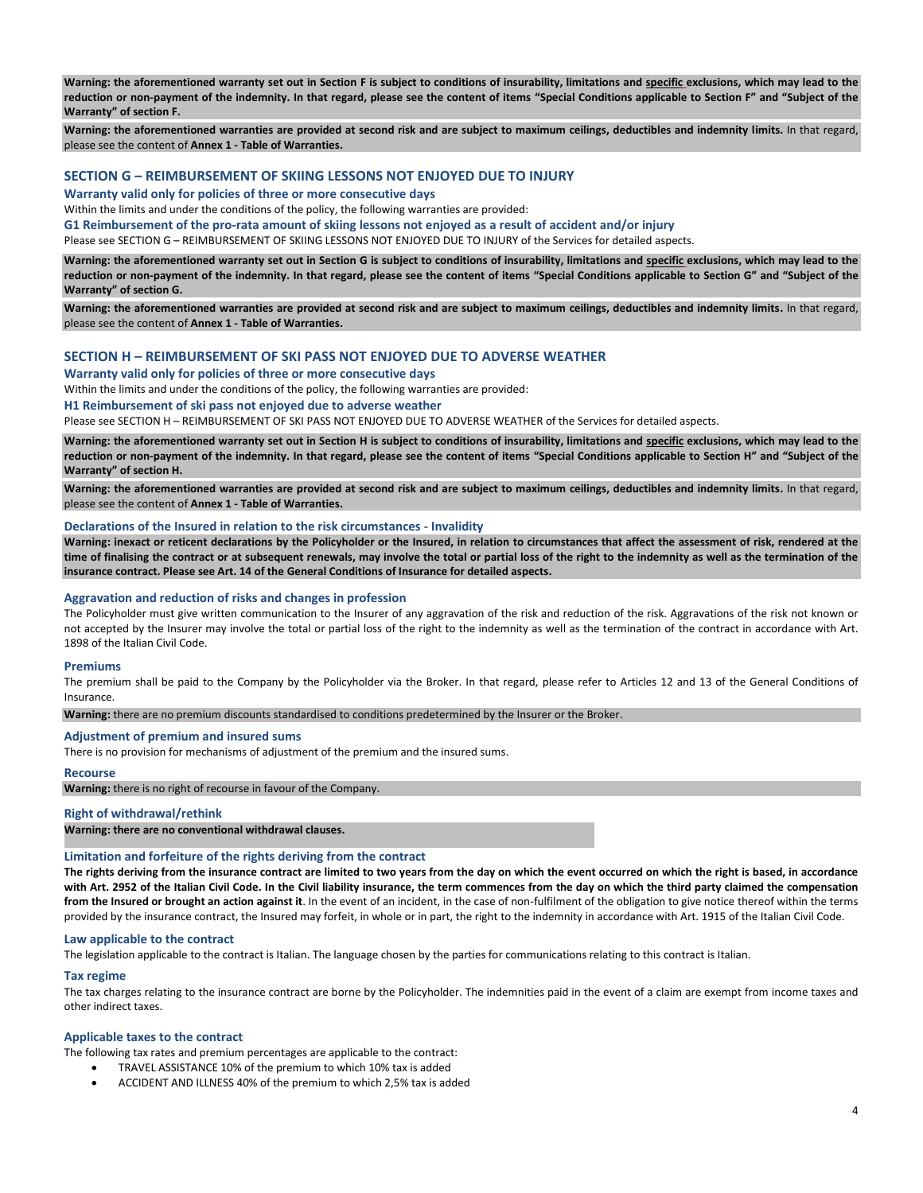**Warning: the aforementioned warranty set out in Section F is subject to conditions of insurability, limitations and specific exclusions, which may lead to the reduction or non-payment of the indemnity. In that regard, please see the content of items "Special Conditions applicable to Section F" and "Subject of the Warranty" of section F.**

**Warning: the aforementioned warranties are provided at second risk and are subject to maximum ceilings, deductibles and indemnity limits.** In that regard, please see the content of **Annex 1 - Table of Warranties.**

## SECTION G – REIMBURSEMENT OF SKIING LESSONS NOT ENJOYED DUE TO INJURY

### Warranty valid only for policies of three or more consecutive days

Within the limits and under the conditions of the policy, the following warranties are provided:

**G1 Reimbursement of the pro-rata amount of skiing lessons not enjoyed as a result of accident and/or injury**

Please see SECTION G – REIMBURSEMENT OF SKIING LESSONS NOT ENJOYED DUE TO INJURY of the Services for detailed aspects.

**Warning: the aforementioned warranty set out in Section G is subject to conditions of insurability, limitations and specific exclusions, which may lead to the reduction or non-payment of the indemnity. In that regard, please see the content of items "Special Conditions applicable to Section G" and "Subject of the Warranty" of section G.**

**Warning: the aforementioned warranties are provided at second risk and are subject to maximum ceilings, deductibles and indemnity limits.** In that regard, please see the content of **Annex 1 - Table of Warranties.**

## SECTION H – REIMBURSEMENT OF SKI PASS NOT ENJOYED DUE TO ADVERSE WEATHER

### Warranty valid only for policies of three or more consecutive days

Within the limits and under the conditions of the policy, the following warranties are provided:

**H1 Reimbursement of ski pass not enjoyed due to adverse weather**

Please see SECTION H – REIMBURSEMENT OF SKI PASS NOT ENJOYED DUE TO ADVERSE WEATHER of the Services for detailed aspects.

**Warning: the aforementioned warranty set out in Section H is subject to conditions of insurability, limitations and specific exclusions, which may lead to the reduction or non-payment of the indemnity. In that regard, please see the content of items "Special Conditions applicable to Section H" and "Subject of the Warranty" of section H.**

**Warning: the aforementioned warranties are provided at second risk and are subject to maximum ceilings, deductibles and indemnity limits.** In that regard, please see the content of **Annex 1 - Table of Warranties.**

### Declarations of the Insured in relation to the risk circumstances - Invalidity

**Warning: inexact or reticent declarations by the Policyholder or the Insured, in relation to circumstances that affect the assessment of risk, rendered at the time of finalising the contract or at subsequent renewals, may involve the total or partial loss of the right to the indemnity as well as the termination of the insurance contract. Please see Art. 14 of the General Conditions of Insurance for detailed aspects.**

### Aggravation and reduction of risks and changes in profession

The Policyholder must give written communication to the Insurer of any aggravation of the risk and reduction of the risk. Aggravations of the risk not known or not accepted by the Insurer may involve the total or partial loss of the right to the indemnity as well as the termination of the contract in accordance with Art. 1898 of the Italian Civil Code.

### Premiums

The premium shall be paid to the Company by the Policyholder via the Broker. In that regard, please refer to Articles 12 and 13 of the General Conditions of Insurance.

**Warning:** there are no premium discounts standardised to conditions predetermined by the Insurer or the Broker.

### Adjustment of premium and insured sums

There is no provision for mechanisms of adjustment of the premium and the insured sums.

### Recourse

**Warning:** there is no right of recourse in favour of the Company.

### Right of withdrawal/rethink

**Warning: there are no conventional withdrawal clauses.**

### Limitation and forfeiture of the rights deriving from the contract

**The rights deriving from the insurance contract are limited to two years from the day on which the event occurred on which the right is based, in accordance with Art. 2952 of the Italian Civil Code. In the Civil liability insurance, the term commences from the day on which the third party claimed the compensation from the Insured or brought an action against it**. In the event of an incident, in the case of non-fulfilment of the obligation to give notice thereof within the terms provided by the insurance contract, the Insured may forfeit, in whole or in part, the right to the indemnity in accordance with Art. 1915 of the Italian Civil Code.

### Law applicable to the contract

The legislation applicable to the contract is Italian. The language chosen by the parties for communications relating to this contract is Italian.

### Tax regime

The tax charges relating to the insurance contract are borne by the Policyholder. The indemnities paid in the event of a claim are exempt from income taxes and other indirect taxes.

### Applicable taxes to the contract

The following tax rates and premium percentages are applicable to the contract:

- TRAVEL ASSISTANCE 10% of the premium to which 10% tax is added
- ACCIDENT AND ILLNESS 40% of the premium to which 2,5% tax is added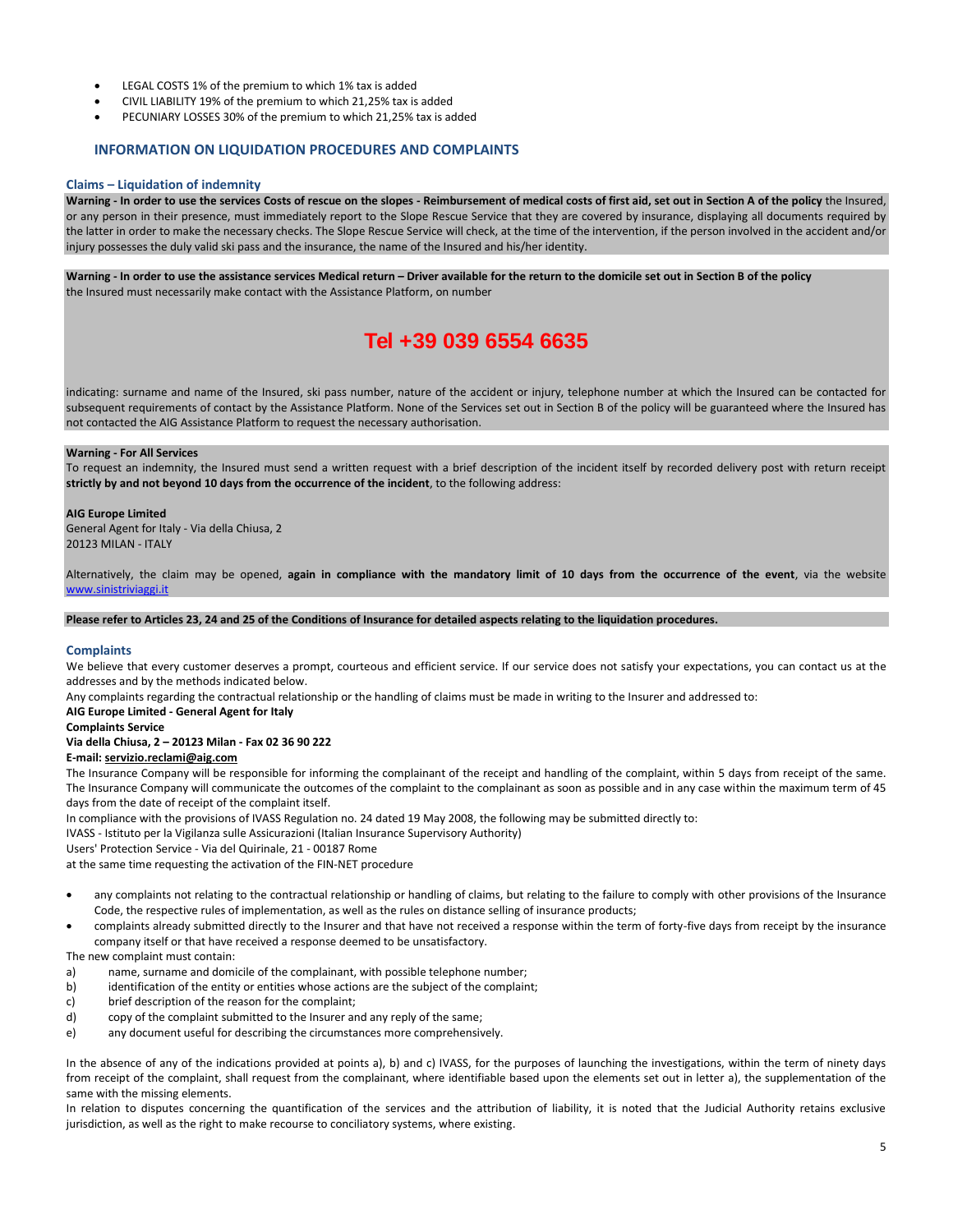- LEGAL COSTS 1% of the premium to which 1% tax is added
- CIVIL LIABILITY 19% of the premium to which 21,25% tax is added
- PECUNIARY LOSSES 30% of the premium to which 21,25% tax is added

## INFORMATION ON LIQUIDATION PROCEDURES AND COMPLAINTS

### Claims – Liquidation of indemnity

**Warning - In order to use the services Costs of rescue on the slopes - Reimbursement of medical costs of first aid, set out in Section A of the policy** the Insured, or any person in their presence, must immediately report to the Slope Rescue Service that they are covered by insurance, displaying all documents required by the latter in order to make the necessary checks. The Slope Rescue Service will check, at the time of the intervention, if the person involved in the accident and/or injury possesses the duly valid ski pass and the insurance, the name of the Insured and his/her identity.

**Warning - In order to use the assistance services Medical return – Driver available for the return to the domicile set out in Section B of the policy** the Insured must necessarily make contact with the Assistance Platform, on number

**Tel +39 039 6554 6635**

indicating: surname and name of the Insured, ski pass number, nature of the accident or injury, telephone number at which the Insured can be contacted for subsequent requirements of contact by the Assistance Platform. None of the Services set out in Section B of the policy will be guaranteed where the Insured has not contacted the AIG Assistance Platform to request the necessary authorisation.

**Warning - For All Services**
To request an indemnity, the Insured must send a written request with a brief description of the incident itself by recorded delivery post with return receipt **strictly by and not beyond 10 days from the occurrence of the incident**, to the following address:

**AIG Europe Limited**
General Agent for Italy - Via della Chiusa, 2
20123 MILAN - ITALY

Alternatively, the claim may be opened, **again in compliance with the mandatory limit of 10 days from the occurrence of the event**, via the website www.sinistriviaggi.it

**Please refer to Articles 23, 24 and 25 of the Conditions of Insurance for detailed aspects relating to the liquidation procedures.**

### Complaints

We believe that every customer deserves a prompt, courteous and efficient service. If our service does not satisfy your expectations, you can contact us at the addresses and by the methods indicated below.
Any complaints regarding the contractual relationship or the handling of claims must be made in writing to the Insurer and addressed to:
**AIG Europe Limited - General Agent for Italy**
**Complaints Service**
**Via della Chiusa, 2 – 20123 Milan - Fax 02 36 90 222**
**E-mail: servizio.reclami@aig.com**
The Insurance Company will be responsible for informing the complainant of the receipt and handling of the complaint, within 5 days from receipt of the same. The Insurance Company will communicate the outcomes of the complaint to the complainant as soon as possible and in any case within the maximum term of 45 days from the date of receipt of the complaint itself.
In compliance with the provisions of IVASS Regulation no. 24 dated 19 May 2008, the following may be submitted directly to:
IVASS - Istituto per la Vigilanza sulle Assicurazioni (Italian Insurance Supervisory Authority)
Users' Protection Service - Via del Quirinale, 21 - 00187 Rome
at the same time requesting the activation of the FIN-NET procedure

- any complaints not relating to the contractual relationship or handling of claims, but relating to the failure to comply with other provisions of the Insurance Code, the respective rules of implementation, as well as the rules on distance selling of insurance products;
- complaints already submitted directly to the Insurer and that have not received a response within the term of forty-five days from receipt by the insurance company itself or that have received a response deemed to be unsatisfactory.

The new complaint must contain:

a) name, surname and domicile of the complainant, with possible telephone number;
b) identification of the entity or entities whose actions are the subject of the complaint;
c) brief description of the reason for the complaint;
d) copy of the complaint submitted to the Insurer and any reply of the same;
e) any document useful for describing the circumstances more comprehensively.

In the absence of any of the indications provided at points a), b) and c) IVASS, for the purposes of launching the investigations, within the term of ninety days from receipt of the complaint, shall request from the complainant, where identifiable based upon the elements set out in letter a), the supplementation of the same with the missing elements.
In relation to disputes concerning the quantification of the services and the attribution of liability, it is noted that the Judicial Authority retains exclusive jurisdiction, as well as the right to make recourse to conciliatory systems, where existing.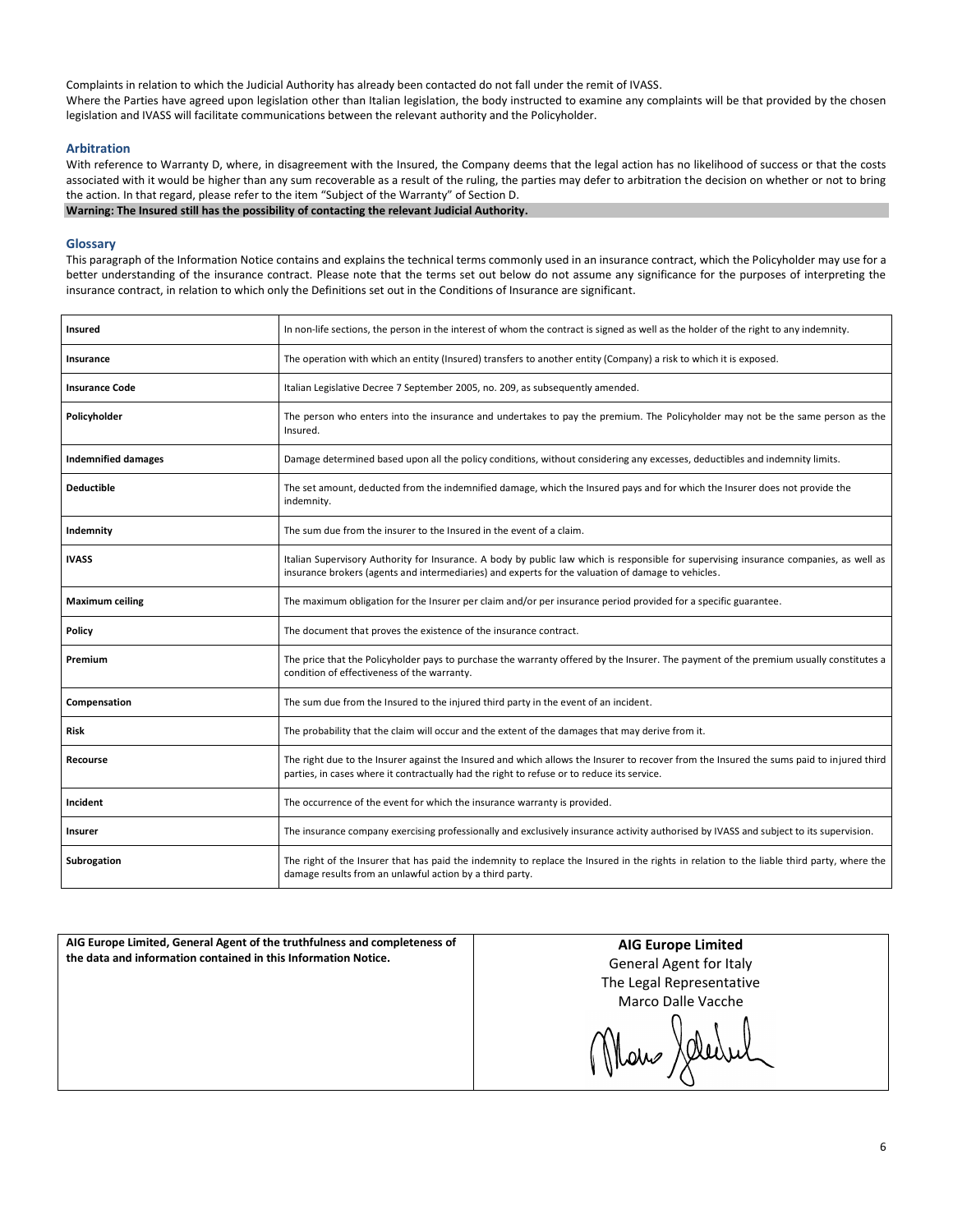Complaints in relation to which the Judicial Authority has already been contacted do not fall under the remit of IVASS.
Where the Parties have agreed upon legislation other than Italian legislation, the body instructed to examine any complaints will be that provided by the chosen legislation and IVASS will facilitate communications between the relevant authority and the Policyholder.

### Arbitration

With reference to Warranty D, where, in disagreement with the Insured, the Company deems that the legal action has no likelihood of success or that the costs associated with it would be higher than any sum recoverable as a result of the ruling, the parties may defer to arbitration the decision on whether or not to bring the action. In that regard, please refer to the item "Subject of the Warranty" of Section D.

**Warning: The Insured still has the possibility of contacting the relevant Judicial Authority.**

### Glossary

This paragraph of the Information Notice contains and explains the technical terms commonly used in an insurance contract, which the Policyholder may use for a better understanding of the insurance contract. Please note that the terms set out below do not assume any significance for the purposes of interpreting the insurance contract, in relation to which only the Definitions set out in the Conditions of Insurance are significant.

| Term | Definition |
|---|---|
| **Insured** | In non-life sections, the person in the interest of whom the contract is signed as well as the holder of the right to any indemnity. |
| **Insurance** | The operation with which an entity (Insured) transfers to another entity (Company) a risk to which it is exposed. |
| **Insurance Code** | Italian Legislative Decree 7 September 2005, no. 209, as subsequently amended. |
| **Policyholder** | The person who enters into the insurance and undertakes to pay the premium. The Policyholder may not be the same person as the Insured. |
| **Indemnified damages** | Damage determined based upon all the policy conditions, without considering any excesses, deductibles and indemnity limits. |
| **Deductible** | The set amount, deducted from the indemnified damage, which the Insured pays and for which the Insurer does not provide the indemnity. |
| **Indemnity** | The sum due from the insurer to the Insured in the event of a claim. |
| **IVASS** | Italian Supervisory Authority for Insurance. A body by public law which is responsible for supervising insurance companies, as well as insurance brokers (agents and intermediaries) and experts for the valuation of damage to vehicles. |
| **Maximum ceiling** | The maximum obligation for the Insurer per claim and/or per insurance period provided for a specific guarantee. |
| **Policy** | The document that proves the existence of the insurance contract. |
| **Premium** | The price that the Policyholder pays to purchase the warranty offered by the Insurer. The payment of the premium usually constitutes a condition of effectiveness of the warranty. |
| **Compensation** | The sum due from the Insured to the injured third party in the event of an incident. |
| **Risk** | The probability that the claim will occur and the extent of the damages that may derive from it. |
| **Recourse** | The right due to the Insurer against the Insured and which allows the Insurer to recover from the Insured the sums paid to injured third parties, in cases where it contractually had the right to refuse or to reduce its service. |
| **Incident** | The occurrence of the event for which the insurance warranty is provided. |
| **Insurer** | The insurance company exercising professionally and exclusively insurance activity authorised by IVASS and subject to its supervision. |
| **Subrogation** | The right of the Insurer that has paid the indemnity to replace the Insured in the rights in relation to the liable third party, where the damage results from an unlawful action by a third party. |

| | |
|---|---|
| **AIG Europe Limited, General Agent of the truthfulness and completeness of the data and information contained in this Information Notice.** | **AIG Europe Limited**<br>General Agent for Italy<br>The Legal Representative<br>Marco Dalle Vacche |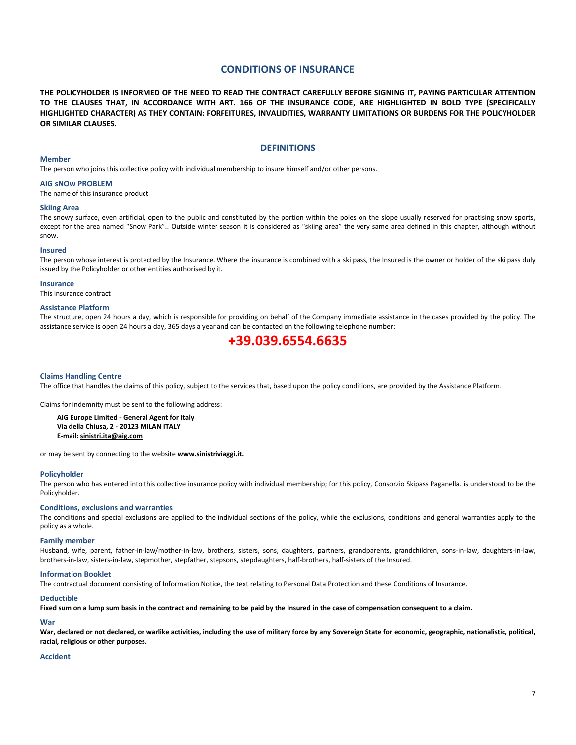# CONDITIONS OF INSURANCE

**THE POLICYHOLDER IS INFORMED OF THE NEED TO READ THE CONTRACT CAREFULLY BEFORE SIGNING IT, PAYING PARTICULAR ATTENTION TO THE CLAUSES THAT, IN ACCORDANCE WITH ART. 166 OF THE INSURANCE CODE, ARE HIGHLIGHTED IN BOLD TYPE (SPECIFICALLY HIGHLIGHTED CHARACTER) AS THEY CONTAIN: FORFEITURES, INVALIDITIES, WARRANTY LIMITATIONS OR BURDENS FOR THE POLICYHOLDER OR SIMILAR CLAUSES.**

## DEFINITIONS

### Member

The person who joins this collective policy with individual membership to insure himself and/or other persons.

### AIG sNOw PROBLEM

The name of this insurance product

### Skiing Area

The snowy surface, even artificial, open to the public and constituted by the portion within the poles on the slope usually reserved for practising snow sports, except for the area named "Snow Park".. Outside winter season it is considered as "skiing area" the very same area defined in this chapter, although without snow.

### Insured

The person whose interest is protected by the Insurance. Where the insurance is combined with a ski pass, the Insured is the owner or holder of the ski pass duly issued by the Policyholder or other entities authorised by it.

### Insurance

This insurance contract

### Assistance Platform

The structure, open 24 hours a day, which is responsible for providing on behalf of the Company immediate assistance in the cases provided by the policy. The assistance service is open 24 hours a day, 365 days a year and can be contacted on the following telephone number:

**+39.039.6554.6635**

### Claims Handling Centre

The office that handles the claims of this policy, subject to the services that, based upon the policy conditions, are provided by the Assistance Platform.

Claims for indemnity must be sent to the following address:

**AIG Europe Limited - General Agent for Italy**
**Via della Chiusa, 2 - 20123 MILAN ITALY**
**E-mail: sinistri.ita@aig.com**

or may be sent by connecting to the website **www.sinistriviaggi.it.**

### Policyholder

The person who has entered into this collective insurance policy with individual membership; for this policy, Consorzio Skipass Paganella. is understood to be the Policyholder.

### Conditions, exclusions and warranties

The conditions and special exclusions are applied to the individual sections of the policy, while the exclusions, conditions and general warranties apply to the policy as a whole.

### Family member

Husband, wife, parent, father-in-law/mother-in-law, brothers, sisters, sons, daughters, partners, grandparents, grandchildren, sons-in-law, daughters-in-law, brothers-in-law, sisters-in-law, stepmother, stepfather, stepsons, stepdaughters, half-brothers, half-sisters of the Insured.

### Information Booklet

The contractual document consisting of Information Notice, the text relating to Personal Data Protection and these Conditions of Insurance.

### Deductible

**Fixed sum on a lump sum basis in the contract and remaining to be paid by the Insured in the case of compensation consequent to a claim.**

### War

**War, declared or not declared, or warlike activities, including the use of military force by any Sovereign State for economic, geographic, nationalistic, political, racial, religious or other purposes.**

### Accident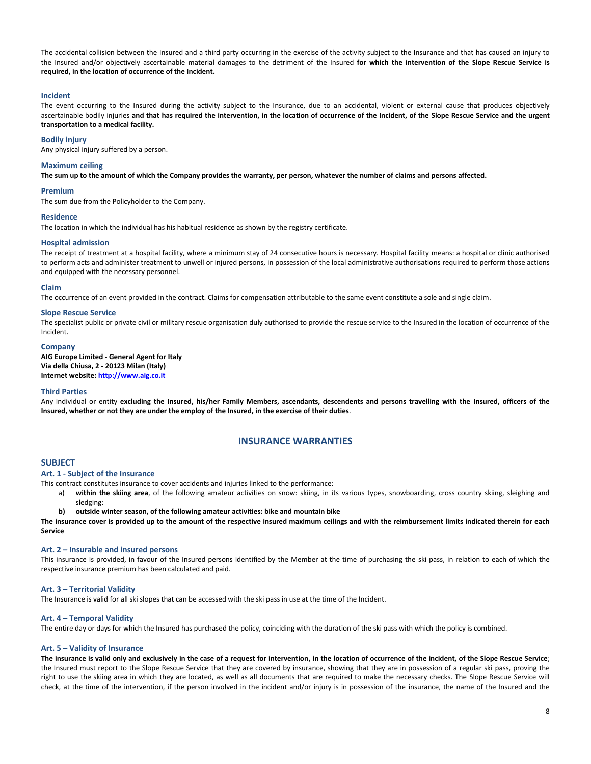The accidental collision between the Insured and a third party occurring in the exercise of the activity subject to the Insurance and that has caused an injury to the Insured and/or objectively ascertainable material damages to the detriment of the Insured **for which the intervention of the Slope Rescue Service is required, in the location of occurrence of the Incident.**

### Incident

The event occurring to the Insured during the activity subject to the Insurance, due to an accidental, violent or external cause that produces objectively ascertainable bodily injuries **and that has required the intervention, in the location of occurrence of the Incident, of the Slope Rescue Service and the urgent transportation to a medical facility.**

### Bodily injury

Any physical injury suffered by a person.

### Maximum ceiling

**The sum up to the amount of which the Company provides the warranty, per person, whatever the number of claims and persons affected.**

### Premium

The sum due from the Policyholder to the Company.

### Residence

The location in which the individual has his habitual residence as shown by the registry certificate.

### Hospital admission

The receipt of treatment at a hospital facility, where a minimum stay of 24 consecutive hours is necessary. Hospital facility means: a hospital or clinic authorised to perform acts and administer treatment to unwell or injured persons, in possession of the local administrative authorisations required to perform those actions and equipped with the necessary personnel.

### Claim

The occurrence of an event provided in the contract. Claims for compensation attributable to the same event constitute a sole and single claim.

### Slope Rescue Service

The specialist public or private civil or military rescue organisation duly authorised to provide the rescue service to the Insured in the location of occurrence of the Incident.

### Company

**AIG Europe Limited - General Agent for Italy**
**Via della Chiusa, 2 - 20123 Milan (Italy)**
**Internet website: http://www.aig.co.it**

### Third Parties

Any individual or entity **excluding the Insured, his/her Family Members, ascendants, descendents and persons travelling with the Insured, officers of the Insured, whether or not they are under the employ of the Insured, in the exercise of their duties**.

## INSURANCE WARRANTIES

## SUBJECT

### Art. 1 - Subject of the Insurance

This contract constitutes insurance to cover accidents and injuries linked to the performance:

a) **within the skiing area**, of the following amateur activities on snow: skiing, in its various types, snowboarding, cross country skiing, sleighing and sledging:
b) **outside winter season, of the following amateur activities: bike and mountain bike**

**The insurance cover is provided up to the amount of the respective insured maximum ceilings and with the reimbursement limits indicated therein for each Service**

### Art. 2 – Insurable and insured persons

This insurance is provided, in favour of the Insured persons identified by the Member at the time of purchasing the ski pass, in relation to each of which the respective insurance premium has been calculated and paid.

### Art. 3 – Territorial Validity

The Insurance is valid for all ski slopes that can be accessed with the ski pass in use at the time of the Incident.

### Art. 4 – Temporal Validity

The entire day or days for which the Insured has purchased the policy, coinciding with the duration of the ski pass with which the policy is combined.

### Art. 5 – Validity of Insurance

**The insurance is valid only and exclusively in the case of a request for intervention, in the location of occurrence of the incident, of the Slope Rescue Service**; the Insured must report to the Slope Rescue Service that they are covered by insurance, showing that they are in possession of a regular ski pass, proving the right to use the skiing area in which they are located, as well as all documents that are required to make the necessary checks. The Slope Rescue Service will check, at the time of the intervention, if the person involved in the incident and/or injury is in possession of the insurance, the name of the Insured and the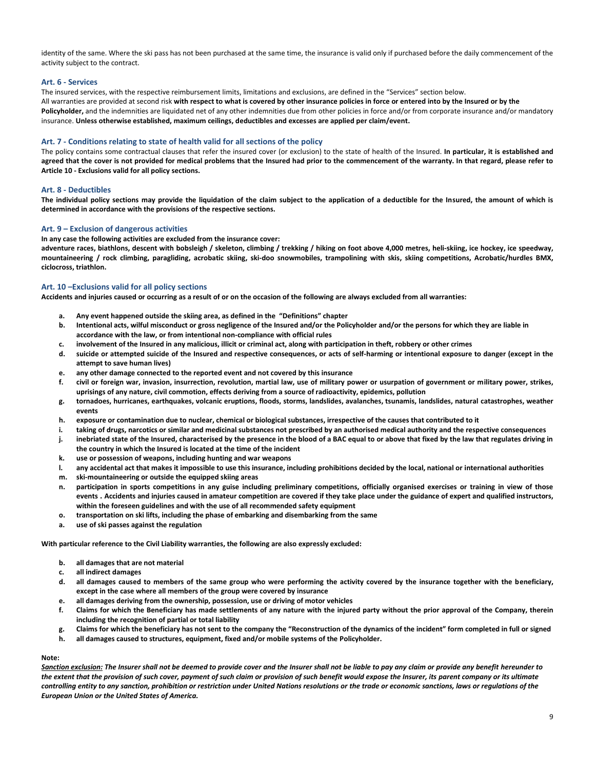identity of the same. Where the ski pass has not been purchased at the same time, the insurance is valid only if purchased before the daily commencement of the activity subject to the contract.

### Art. 6 - Services

The insured services, with the respective reimbursement limits, limitations and exclusions, are defined in the "Services" section below.
All warranties are provided at second risk **with respect to what is covered by other insurance policies in force or entered into by the Insured or by the Policyholder,** and the indemnities are liquidated net of any other indemnities due from other policies in force and/or from corporate insurance and/or mandatory insurance. **Unless otherwise established, maximum ceilings, deductibles and excesses are applied per claim/event.**

### Art. 7 - Conditions relating to state of health valid for all sections of the policy

The policy contains some contractual clauses that refer the insured cover (or exclusion) to the state of health of the Insured. **In particular, it is established and agreed that the cover is not provided for medical problems that the Insured had prior to the commencement of the warranty. In that regard, please refer to Article 10 - Exclusions valid for all policy sections.**

### Art. 8 - Deductibles

**The individual policy sections may provide the liquidation of the claim subject to the application of a deductible for the Insured, the amount of which is determined in accordance with the provisions of the respective sections.**

### Art. 9 – Exclusion of dangerous activities

**In any case the following activities are excluded from the insurance cover:**
**adventure races, biathlons, descent with bobsleigh / skeleton, climbing / trekking / hiking on foot above 4,000 metres, heli-skiing, ice hockey, ice speedway, mountaineering / rock climbing, paragliding, acrobatic skiing, ski-doo snowmobiles, trampolining with skis, skiing competitions, Acrobatic/hurdles BMX, ciclocross, triathlon.**

### Art. 10 –Exclusions valid for all policy sections

**Accidents and injuries caused or occurring as a result of or on the occasion of the following are always excluded from all warranties:**

- **a. Any event happened outside the skiing area, as defined in the "Definitions" chapter**
- **b. Intentional acts, wilful misconduct or gross negligence of the Insured and/or the Policyholder and/or the persons for which they are liable in accordance with the law, or from intentional non-compliance with official rules**
- **c. involvement of the Insured in any malicious, illicit or criminal act, along with participation in theft, robbery or other crimes**
- **d. suicide or attempted suicide of the Insured and respective consequences, or acts of self-harming or intentional exposure to danger (except in the attempt to save human lives)**
- **e. any other damage connected to the reported event and not covered by this insurance**
- **f. civil or foreign war, invasion, insurrection, revolution, martial law, use of military power or usurpation of government or military power, strikes, uprisings of any nature, civil commotion, effects deriving from a source of radioactivity, epidemics, pollution**
- **g. tornadoes, hurricanes, earthquakes, volcanic eruptions, floods, storms, landslides, avalanches, tsunamis, landslides, natural catastrophes, weather events**
- **h. exposure or contamination due to nuclear, chemical or biological substances, irrespective of the causes that contributed to it**
- **i. taking of drugs, narcotics or similar and medicinal substances not prescribed by an authorised medical authority and the respective consequences**
- **j. inebriated state of the Insured, characterised by the presence in the blood of a BAC equal to or above that fixed by the law that regulates driving in the country in which the Insured is located at the time of the incident**
- **k. use or possession of weapons, including hunting and war weapons**
- **l. any accidental act that makes it impossible to use this insurance, including prohibitions decided by the local, national or international authorities**
- **m. ski-mountaineering or outside the equipped skiing areas**
- **n. participation in sports competitions in any guise including preliminary competitions, officially organised exercises or training in view of those events . Accidents and injuries caused in amateur competition are covered if they take place under the guidance of expert and qualified instructors, within the foreseen guidelines and with the use of all recommended safety equipment**
- **o. transportation on ski lifts, including the phase of embarking and disembarking from the same**
- **a. use of ski passes against the regulation**

**With particular reference to the Civil Liability warranties, the following are also expressly excluded:**

- **b. all damages that are not material**
- **c. all indirect damages**
- **d. all damages caused to members of the same group who were performing the activity covered by the insurance together with the beneficiary, except in the case where all members of the group were covered by insurance**
- **e. all damages deriving from the ownership, possession, use or driving of motor vehicles**
- **f. Claims for which the Beneficiary has made settlements of any nature with the injured party without the prior approval of the Company, therein including the recognition of partial or total liability**
- **g. Claims for which the beneficiary has not sent to the company the "Reconstruction of the dynamics of the incident" form completed in full or signed**
- **h. all damages caused to structures, equipment, fixed and/or mobile systems of the Policyholder.**

**Note:**
***Sanction exclusion:* *The Insurer shall not be deemed to provide cover and the Insurer shall not be liable to pay any claim or provide any benefit hereunder to the extent that the provision of such cover, payment of such claim or provision of such benefit would expose the Insurer, its parent company or its ultimate controlling entity to any sanction, prohibition or restriction under United Nations resolutions or the trade or economic sanctions, laws or regulations of the European Union or the United States of America.***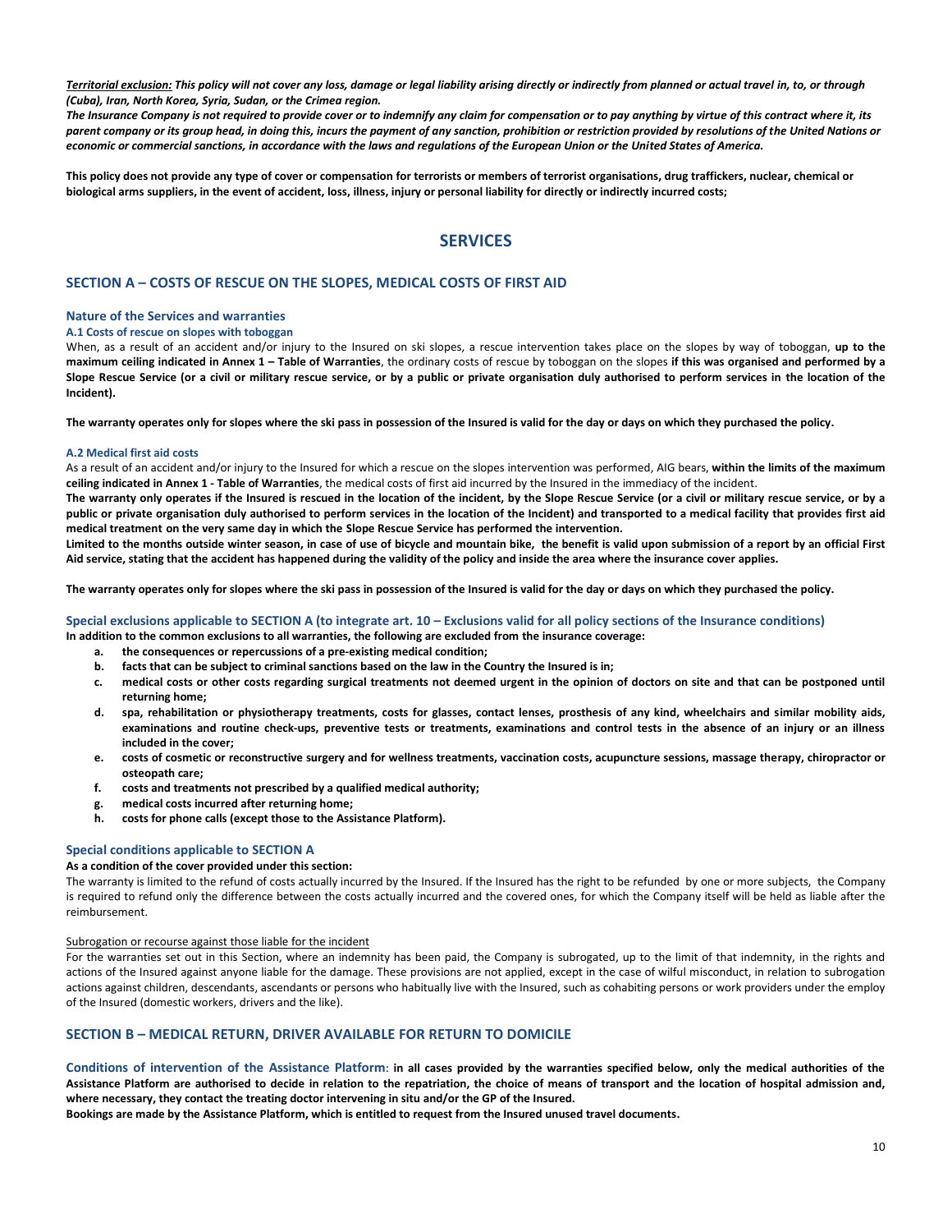***Territorial exclusion:*** ***This policy will not cover any loss, damage or legal liability arising directly or indirectly from planned or actual travel in, to, or through (Cuba), Iran, North Korea, Syria, Sudan, or the Crimea region.***
***The Insurance Company is not required to provide cover or to indemnify any claim for compensation or to pay anything by virtue of this contract where it, its parent company or its group head, in doing this, incurs the payment of any sanction, prohibition or restriction provided by resolutions of the United Nations or economic or commercial sanctions, in accordance with the laws and regulations of the European Union or the United States of America.***

**This policy does not provide any type of cover or compensation for terrorists or members of terrorist organisations, drug traffickers, nuclear, chemical or biological arms suppliers, in the event of accident, loss, illness, injury or personal liability for directly or indirectly incurred costs;**

# SERVICES

## SECTION A – COSTS OF RESCUE ON THE SLOPES, MEDICAL COSTS OF FIRST AID

### Nature of the Services and warranties

#### A.1 Costs of rescue on slopes with toboggan

When, as a result of an accident and/or injury to the Insured on ski slopes, a rescue intervention takes place on the slopes by way of toboggan, **up to the maximum ceiling indicated in Annex 1 – Table of Warranties**, the ordinary costs of rescue by toboggan on the slopes **if this was organised and performed by a Slope Rescue Service (or a civil or military rescue service, or by a public or private organisation duly authorised to perform services in the location of the Incident).**

**The warranty operates only for slopes where the ski pass in possession of the Insured is valid for the day or days on which they purchased the policy.**

#### A.2 Medical first aid costs

As a result of an accident and/or injury to the Insured for which a rescue on the slopes intervention was performed, AIG bears, **within the limits of the maximum ceiling indicated in Annex 1 - Table of Warranties**, the medical costs of first aid incurred by the Insured in the immediacy of the incident.
**The warranty only operates if the Insured is rescued in the location of the incident, by the Slope Rescue Service (or a civil or military rescue service, or by a public or private organisation duly authorised to perform services in the location of the Incident) and transported to a medical facility that provides first aid medical treatment on the very same day in which the Slope Rescue Service has performed the intervention.**
**Limited to the months outside winter season, in case of use of bicycle and mountain bike, the benefit is valid upon submission of a report by an official First Aid service, stating that the accident has happened during the validity of the policy and inside the area where the insurance cover applies.**

**The warranty operates only for slopes where the ski pass in possession of the Insured is valid for the day or days on which they purchased the policy.**

### Special exclusions applicable to SECTION A (to integrate art. 10 – Exclusions valid for all policy sections of the Insurance conditions)

**In addition to the common exclusions to all warranties, the following are excluded from the insurance coverage:**

- **a. the consequences or repercussions of a pre-existing medical condition;**
- **b. facts that can be subject to criminal sanctions based on the law in the Country the Insured is in;**
- **c. medical costs or other costs regarding surgical treatments not deemed urgent in the opinion of doctors on site and that can be postponed until returning home;**
- **d. spa, rehabilitation or physiotherapy treatments, costs for glasses, contact lenses, prosthesis of any kind, wheelchairs and similar mobility aids, examinations and routine check-ups, preventive tests or treatments, examinations and control tests in the absence of an injury or an illness included in the cover;**
- **e. costs of cosmetic or reconstructive surgery and for wellness treatments, vaccination costs, acupuncture sessions, massage therapy, chiropractor or osteopath care;**
- **f. costs and treatments not prescribed by a qualified medical authority;**
- **g. medical costs incurred after returning home;**
- **h. costs for phone calls (except those to the Assistance Platform).**

### Special conditions applicable to SECTION A

**As a condition of the cover provided under this section:**
The warranty is limited to the refund of costs actually incurred by the Insured. If the Insured has the right to be refunded by one or more subjects, the Company is required to refund only the difference between the costs actually incurred and the covered ones, for which the Company itself will be held as liable after the reimbursement.

<u>Subrogation or recourse against those liable for the incident</u>
For the warranties set out in this Section, where an indemnity has been paid, the Company is subrogated, up to the limit of that indemnity, in the rights and actions of the Insured against anyone liable for the damage. These provisions are not applied, except in the case of wilful misconduct, in relation to subrogation actions against children, descendants, ascendants or persons who habitually live with the Insured, such as cohabiting persons or work providers under the employ of the Insured (domestic workers, drivers and the like).

## SECTION B – MEDICAL RETURN, DRIVER AVAILABLE FOR RETURN TO DOMICILE

**Conditions of intervention of the Assistance Platform**: **in all cases provided by the warranties specified below, only the medical authorities of the Assistance Platform are authorised to decide in relation to the repatriation, the choice of means of transport and the location of hospital admission and, where necessary, they contact the treating doctor intervening in situ and/or the GP of the Insured.**
**Bookings are made by the Assistance Platform, which is entitled to request from the Insured unused travel documents.**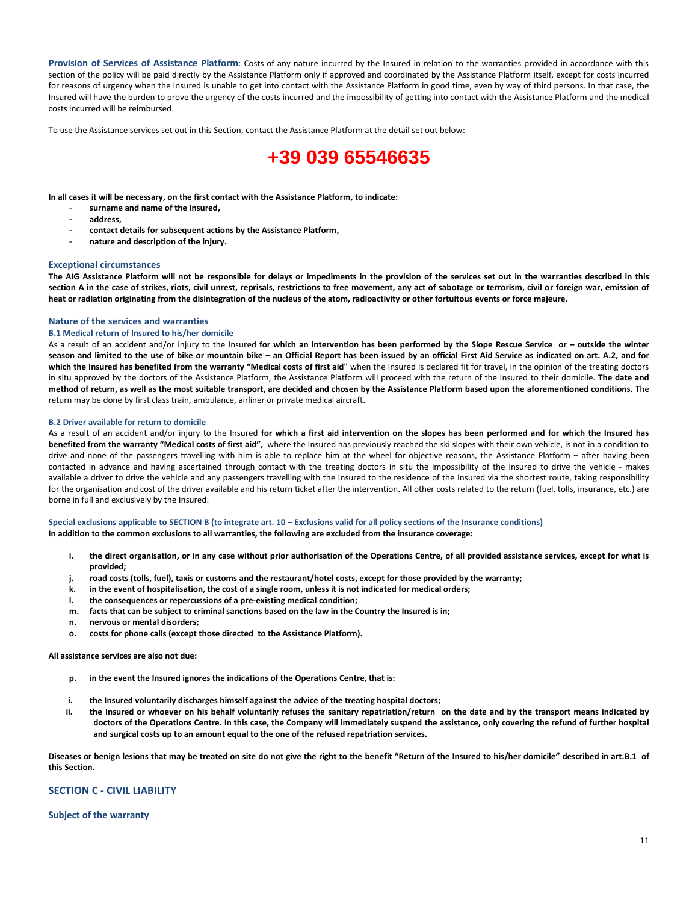**Provision of Services of Assistance Platform**: Costs of any nature incurred by the Insured in relation to the warranties provided in accordance with this section of the policy will be paid directly by the Assistance Platform only if approved and coordinated by the Assistance Platform itself, except for costs incurred for reasons of urgency when the Insured is unable to get into contact with the Assistance Platform in good time, even by way of third persons. In that case, the Insured will have the burden to prove the urgency of the costs incurred and the impossibility of getting into contact with the Assistance Platform and the medical costs incurred will be reimbursed.

To use the Assistance services set out in this Section, contact the Assistance Platform at the detail set out below:

# +39 039 65546635

**In all cases it will be necessary, on the first contact with the Assistance Platform, to indicate:**

- **surname and name of the Insured,**
- **address,**
- **contact details for subsequent actions by the Assistance Platform,**
- **nature and description of the injury.**

### Exceptional circumstances

**The AIG Assistance Platform will not be responsible for delays or impediments in the provision of the services set out in the warranties described in this section A in the case of strikes, riots, civil unrest, reprisals, restrictions to free movement, any act of sabotage or terrorism, civil or foreign war, emission of heat or radiation originating from the disintegration of the nucleus of the atom, radioactivity or other fortuitous events or force majeure.**

### Nature of the services and warranties

#### B.1 Medical return of Insured to his/her domicile

As a result of an accident and/or injury to the Insured **for which an intervention has been performed by the Slope Rescue Service or – outside the winter season and limited to the use of bike or mountain bike – an Official Report has been issued by an official First Aid Service as indicated on art. A.2, and for which the Insured has benefited from the warranty "Medical costs of first aid"** when the Insured is declared fit for travel, in the opinion of the treating doctors in situ approved by the doctors of the Assistance Platform, the Assistance Platform will proceed with the return of the Insured to their domicile. **The date and method of return, as well as the most suitable transport, are decided and chosen by the Assistance Platform based upon the aforementioned conditions.** The return may be done by first class train, ambulance, airliner or private medical aircraft.

#### B.2 Driver available for return to domicile

As a result of an accident and/or injury to the Insured **for which a first aid intervention on the slopes has been performed and for which the Insured has benefited from the warranty "Medical costs of first aid",** where the Insured has previously reached the ski slopes with their own vehicle, is not in a condition to drive and none of the passengers travelling with him is able to replace him at the wheel for objective reasons, the Assistance Platform – after having been contacted in advance and having ascertained through contact with the treating doctors in situ the impossibility of the Insured to drive the vehicle - makes available a driver to drive the vehicle and any passengers travelling with the Insured to the residence of the Insured via the shortest route, taking responsibility for the organisation and cost of the driver available and his return ticket after the intervention. All other costs related to the return (fuel, tolls, insurance, etc.) are borne in full and exclusively by the Insured.

#### Special exclusions applicable to SECTION B (to integrate art. 10 – Exclusions valid for all policy sections of the Insurance conditions)

**In addition to the common exclusions to all warranties, the following are excluded from the insurance coverage:**

- **i. the direct organisation, or in any case without prior authorisation of the Operations Centre, of all provided assistance services, except for what is provided;**
- **j. road costs (tolls, fuel), taxis or customs and the restaurant/hotel costs, except for those provided by the warranty;**
- **k. in the event of hospitalisation, the cost of a single room, unless it is not indicated for medical orders;**
- **l. the consequences or repercussions of a pre-existing medical condition;**
- **m. facts that can be subject to criminal sanctions based on the law in the Country the Insured is in;**
- **n. nervous or mental disorders;**
- **o. costs for phone calls (except those directed to the Assistance Platform).**

**All assistance services are also not due:**

- **p. in the event the Insured ignores the indications of the Operations Centre, that is:**
  - **i. the Insured voluntarily discharges himself against the advice of the treating hospital doctors;**
  - **ii. the Insured or whoever on his behalf voluntarily refuses the sanitary repatriation/return on the date and by the transport means indicated by doctors of the Operations Centre. In this case, the Company will immediately suspend the assistance, only covering the refund of further hospital and surgical costs up to an amount equal to the one of the refused repatriation services.**

**Diseases or benign lesions that may be treated on site do not give the right to the benefit "Return of the Insured to his/her domicile" described in art.B.1 of this Section.**

## SECTION C - CIVIL LIABILITY

### Subject of the warranty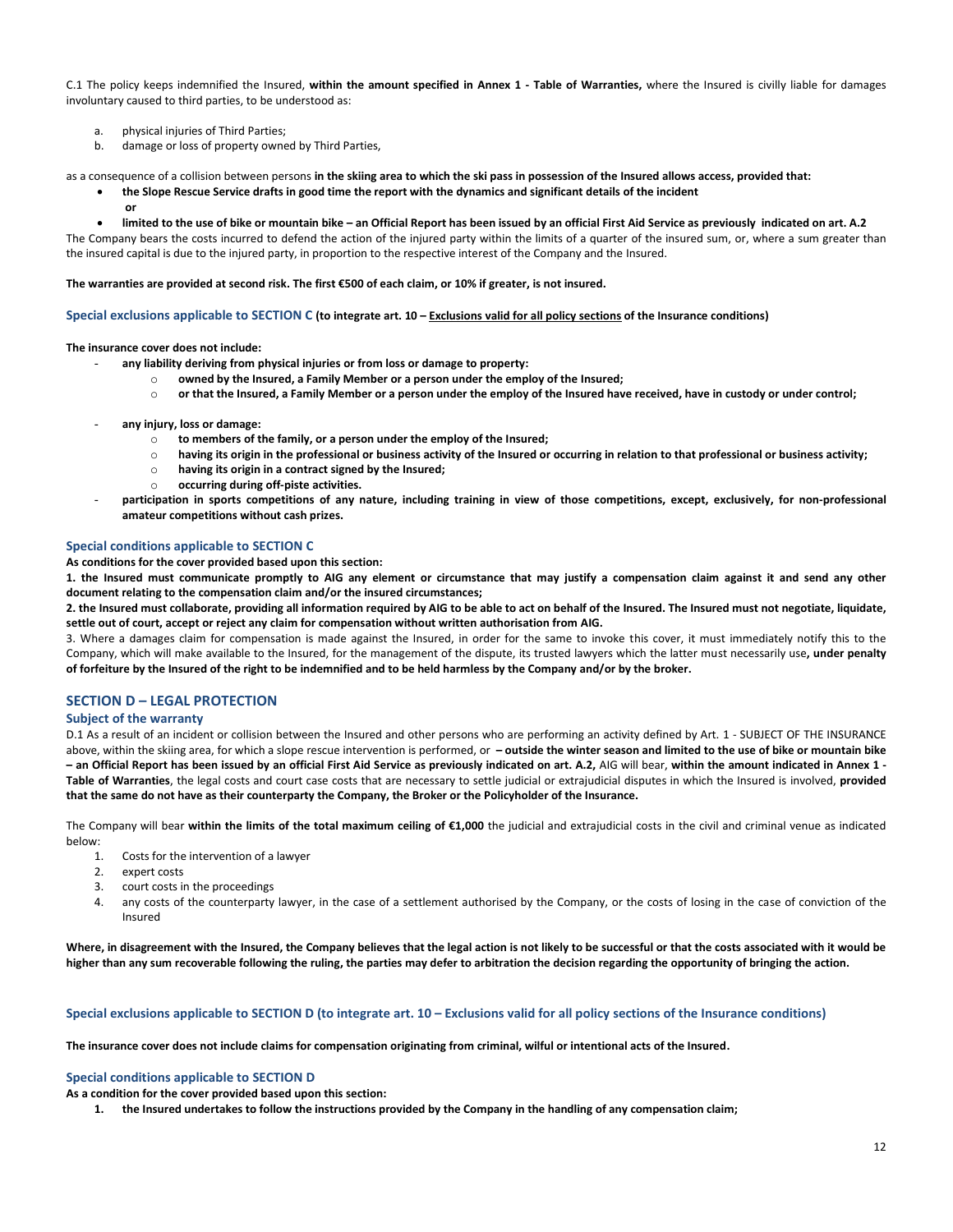C.1 The policy keeps indemnified the Insured, **within the amount specified in Annex 1 - Table of Warranties,** where the Insured is civilly liable for damages involuntary caused to third parties, to be understood as:

a. physical injuries of Third Parties;
b. damage or loss of property owned by Third Parties,

as a consequence of a collision between persons **in the skiing area to which the ski pass in possession of the Insured allows access, provided that:**

- **the Slope Rescue Service drafts in good time the report with the dynamics and significant details of the incident**
  **or**
- **limited to the use of bike or mountain bike – an Official Report has been issued by an official First Aid Service as previously indicated on art. A.2**

The Company bears the costs incurred to defend the action of the injured party within the limits of a quarter of the insured sum, or, where a sum greater than the insured capital is due to the injured party, in proportion to the respective interest of the Company and the Insured.

**The warranties are provided at second risk. The first €500 of each claim, or 10% if greater, is not insured.**

### Special exclusions applicable to SECTION C **(to integrate art. 10 – Exclusions valid for all policy sections of the Insurance conditions)**

**The insurance cover does not include:**

- **any liability deriving from physical injuries or from loss or damage to property:**
  - **owned by the Insured, a Family Member or a person under the employ of the Insured;**
  - **or that the Insured, a Family Member or a person under the employ of the Insured have received, have in custody or under control;**
- **any injury, loss or damage:**
  - **to members of the family, or a person under the employ of the Insured;**
  - **having its origin in the professional or business activity of the Insured or occurring in relation to that professional or business activity;**
  - **having its origin in a contract signed by the Insured;**
  - **occurring during off-piste activities.**
- **participation in sports competitions of any nature, including training in view of those competitions, except, exclusively, for non-professional amateur competitions without cash prizes.**

### Special conditions applicable to SECTION C

**As conditions for the cover provided based upon this section:**

**1. the Insured must communicate promptly to AIG any element or circumstance that may justify a compensation claim against it and send any other document relating to the compensation claim and/or the insured circumstances;**

**2. the Insured must collaborate, providing all information required by AIG to be able to act on behalf of the Insured. The Insured must not negotiate, liquidate, settle out of court, accept or reject any claim for compensation without written authorisation from AIG.**

3. Where a damages claim for compensation is made against the Insured, in order for the same to invoke this cover, it must immediately notify this to the Company, which will make available to the Insured, for the management of the dispute, its trusted lawyers which the latter must necessarily use**, under penalty of forfeiture by the Insured of the right to be indemnified and to be held harmless by the Company and/or by the broker.**

## SECTION D – LEGAL PROTECTION

### Subject of the warranty

D.1 As a result of an incident or collision between the Insured and other persons who are performing an activity defined by Art. 1 - SUBJECT OF THE INSURANCE above, within the skiing area, for which a slope rescue intervention is performed, or **– outside the winter season and limited to the use of bike or mountain bike – an Official Report has been issued by an official First Aid Service as previously indicated on art. A.2,** AIG will bear, **within the amount indicated in Annex 1 - Table of Warranties**, the legal costs and court case costs that are necessary to settle judicial or extrajudicial disputes in which the Insured is involved, **provided that the same do not have as their counterparty the Company, the Broker or the Policyholder of the Insurance.**

The Company will bear **within the limits of the total maximum ceiling of €1,000** the judicial and extrajudicial costs in the civil and criminal venue as indicated below:

1. Costs for the intervention of a lawyer
2. expert costs
3. court costs in the proceedings
4. any costs of the counterparty lawyer, in the case of a settlement authorised by the Company, or the costs of losing in the case of conviction of the Insured

**Where, in disagreement with the Insured, the Company believes that the legal action is not likely to be successful or that the costs associated with it would be higher than any sum recoverable following the ruling, the parties may defer to arbitration the decision regarding the opportunity of bringing the action.**

### Special exclusions applicable to SECTION D (to integrate art. 10 – Exclusions valid for all policy sections of the Insurance conditions)

**The insurance cover does not include claims for compensation originating from criminal, wilful or intentional acts of the Insured.**

### Special conditions applicable to SECTION D

**As a condition for the cover provided based upon this section:**

1. **the Insured undertakes to follow the instructions provided by the Company in the handling of any compensation claim;**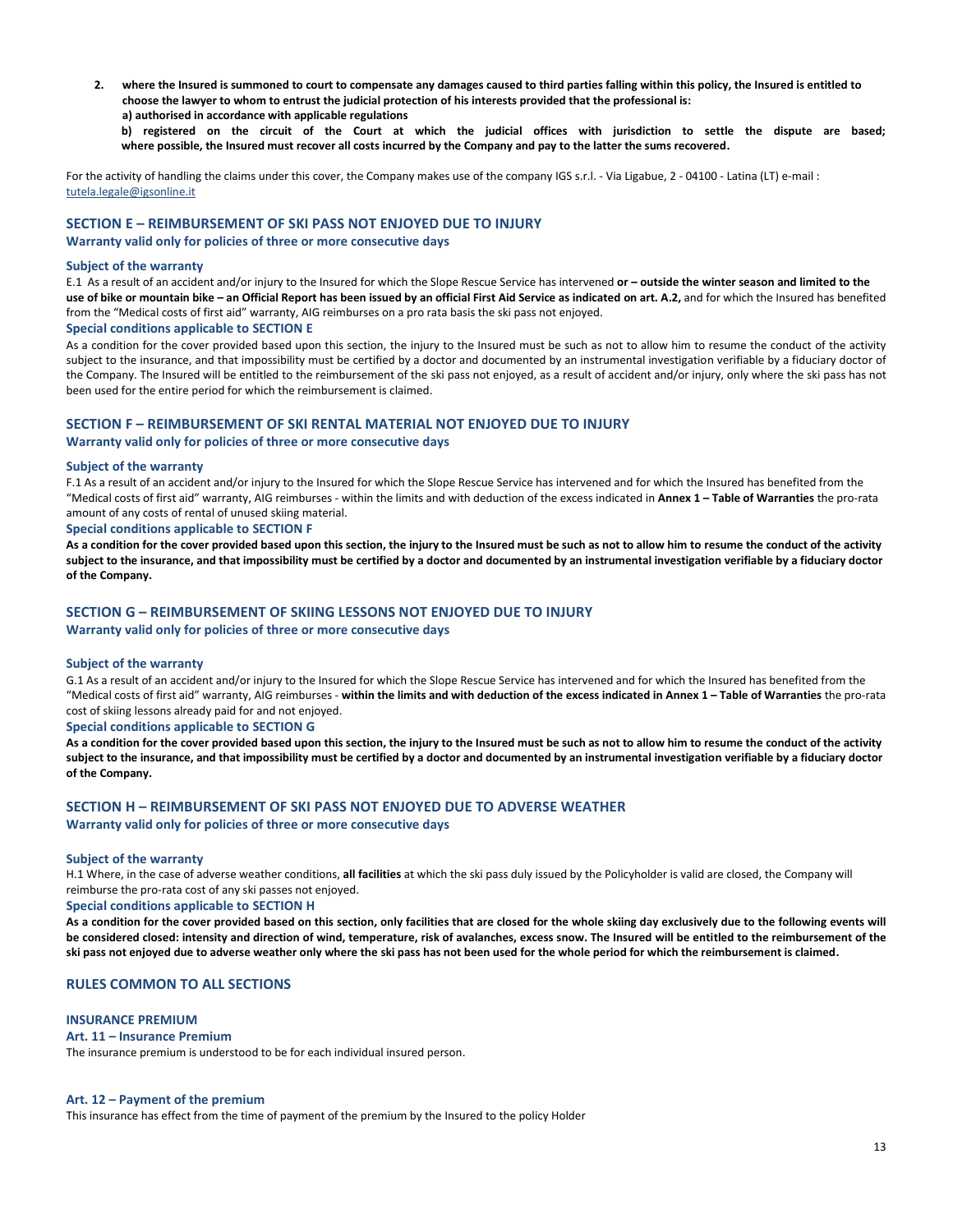2. **where the Insured is summoned to court to compensate any damages caused to third parties falling within this policy, the Insured is entitled to choose the lawyer to whom to entrust the judicial protection of his interests provided that the professional is:**
   **a) authorised in accordance with applicable regulations**
   **b) registered on the circuit of the Court at which the judicial offices with jurisdiction to settle the dispute are based; where possible, the Insured must recover all costs incurred by the Company and pay to the latter the sums recovered.**

For the activity of handling the claims under this cover, the Company makes use of the company IGS s.r.l. - Via Ligabue, 2 - 04100 - Latina (LT) e-mail : tutela.legale@igsonline.it

## SECTION E – REIMBURSEMENT OF SKI PASS NOT ENJOYED DUE TO INJURY

**Warranty valid only for policies of three or more consecutive days**

### Subject of the warranty

E.1 As a result of an accident and/or injury to the Insured for which the Slope Rescue Service has intervened **or – outside the winter season and limited to the use of bike or mountain bike – an Official Report has been issued by an official First Aid Service as indicated on art. A.2,** and for which the Insured has benefited from the "Medical costs of first aid" warranty, AIG reimburses on a pro rata basis the ski pass not enjoyed.

### Special conditions applicable to SECTION E

As a condition for the cover provided based upon this section, the injury to the Insured must be such as not to allow him to resume the conduct of the activity subject to the insurance, and that impossibility must be certified by a doctor and documented by an instrumental investigation verifiable by a fiduciary doctor of the Company. The Insured will be entitled to the reimbursement of the ski pass not enjoyed, as a result of accident and/or injury, only where the ski pass has not been used for the entire period for which the reimbursement is claimed.

## SECTION F – REIMBURSEMENT OF SKI RENTAL MATERIAL NOT ENJOYED DUE TO INJURY

**Warranty valid only for policies of three or more consecutive days**

### Subject of the warranty

F.1 As a result of an accident and/or injury to the Insured for which the Slope Rescue Service has intervened and for which the Insured has benefited from the "Medical costs of first aid" warranty, AIG reimburses - within the limits and with deduction of the excess indicated in **Annex 1 – Table of Warranties** the pro-rata amount of any costs of rental of unused skiing material.

### Special conditions applicable to SECTION F

**As a condition for the cover provided based upon this section, the injury to the Insured must be such as not to allow him to resume the conduct of the activity subject to the insurance, and that impossibility must be certified by a doctor and documented by an instrumental investigation verifiable by a fiduciary doctor of the Company.**

## SECTION G – REIMBURSEMENT OF SKIING LESSONS NOT ENJOYED DUE TO INJURY

**Warranty valid only for policies of three or more consecutive days**

### Subject of the warranty

G.1 As a result of an accident and/or injury to the Insured for which the Slope Rescue Service has intervened and for which the Insured has benefited from the "Medical costs of first aid" warranty, AIG reimburses - **within the limits and with deduction of the excess indicated in Annex 1 – Table of Warranties** the pro-rata cost of skiing lessons already paid for and not enjoyed.

### Special conditions applicable to SECTION G

**As a condition for the cover provided based upon this section, the injury to the Insured must be such as not to allow him to resume the conduct of the activity subject to the insurance, and that impossibility must be certified by a doctor and documented by an instrumental investigation verifiable by a fiduciary doctor of the Company.**

## SECTION H – REIMBURSEMENT OF SKI PASS NOT ENJOYED DUE TO ADVERSE WEATHER

**Warranty valid only for policies of three or more consecutive days**

### Subject of the warranty

H.1 Where, in the case of adverse weather conditions, **all facilities** at which the ski pass duly issued by the Policyholder is valid are closed, the Company will reimburse the pro-rata cost of any ski passes not enjoyed.

### Special conditions applicable to SECTION H

**As a condition for the cover provided based on this section, only facilities that are closed for the whole skiing day exclusively due to the following events will be considered closed: intensity and direction of wind, temperature, risk of avalanches, excess snow. The Insured will be entitled to the reimbursement of the ski pass not enjoyed due to adverse weather only where the ski pass has not been used for the whole period for which the reimbursement is claimed.**

## RULES COMMON TO ALL SECTIONS

### INSURANCE PREMIUM

### Art. 11 – Insurance Premium

The insurance premium is understood to be for each individual insured person.

### Art. 12 – Payment of the premium

This insurance has effect from the time of payment of the premium by the Insured to the policy Holder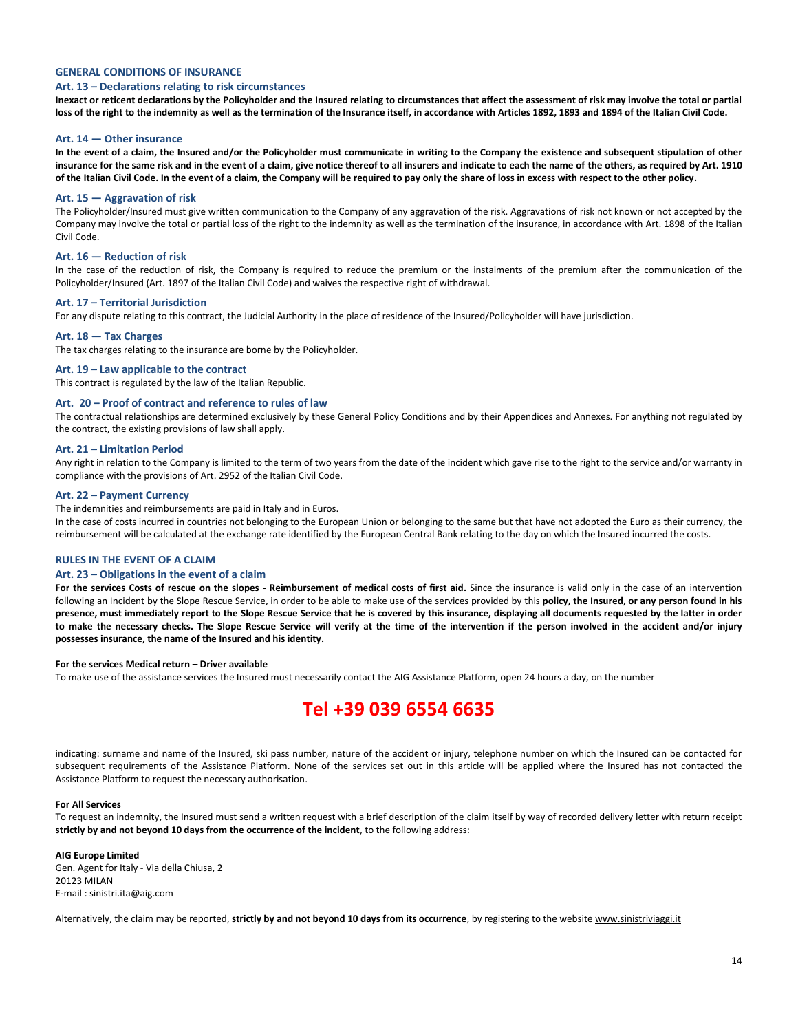## GENERAL CONDITIONS OF INSURANCE

### Art. 13 – Declarations relating to risk circumstances

**Inexact or reticent declarations by the Policyholder and the Insured relating to circumstances that affect the assessment of risk may involve the total or partial loss of the right to the indemnity as well as the termination of the Insurance itself, in accordance with Articles 1892, 1893 and 1894 of the Italian Civil Code.**

### Art. 14 — Other insurance

**In the event of a claim, the Insured and/or the Policyholder must communicate in writing to the Company the existence and subsequent stipulation of other insurance for the same risk and in the event of a claim, give notice thereof to all insurers and indicate to each the name of the others, as required by Art. 1910 of the Italian Civil Code. In the event of a claim, the Company will be required to pay only the share of loss in excess with respect to the other policy.**

### Art. 15 — Aggravation of risk

The Policyholder/Insured must give written communication to the Company of any aggravation of the risk. Aggravations of risk not known or not accepted by the Company may involve the total or partial loss of the right to the indemnity as well as the termination of the insurance, in accordance with Art. 1898 of the Italian Civil Code.

### Art. 16 — Reduction of risk

In the case of the reduction of risk, the Company is required to reduce the premium or the instalments of the premium after the communication of the Policyholder/Insured (Art. 1897 of the Italian Civil Code) and waives the respective right of withdrawal.

### Art. 17 – Territorial Jurisdiction

For any dispute relating to this contract, the Judicial Authority in the place of residence of the Insured/Policyholder will have jurisdiction.

### Art. 18 — Tax Charges

The tax charges relating to the insurance are borne by the Policyholder.

### Art. 19 – Law applicable to the contract

This contract is regulated by the law of the Italian Republic.

### Art. 20 – Proof of contract and reference to rules of law

The contractual relationships are determined exclusively by these General Policy Conditions and by their Appendices and Annexes. For anything not regulated by the contract, the existing provisions of law shall apply.

### Art. 21 – Limitation Period

Any right in relation to the Company is limited to the term of two years from the date of the incident which gave rise to the right to the service and/or warranty in compliance with the provisions of Art. 2952 of the Italian Civil Code.

### Art. 22 – Payment Currency

The indemnities and reimbursements are paid in Italy and in Euros.

In the case of costs incurred in countries not belonging to the European Union or belonging to the same but that have not adopted the Euro as their currency, the reimbursement will be calculated at the exchange rate identified by the European Central Bank relating to the day on which the Insured incurred the costs.

## RULES IN THE EVENT OF A CLAIM

### Art. 23 – Obligations in the event of a claim

**For the services Costs of rescue on the slopes - Reimbursement of medical costs of first aid.** Since the insurance is valid only in the case of an intervention following an Incident by the Slope Rescue Service, in order to be able to make use of the services provided by this **policy, the Insured, or any person found in his presence, must immediately report to the Slope Rescue Service that he is covered by this insurance, displaying all documents requested by the latter in order to make the necessary checks. The Slope Rescue Service will verify at the time of the intervention if the person involved in the accident and/or injury possesses insurance, the name of the Insured and his identity.**

**For the services Medical return – Driver available**

To make use of the assistance services the Insured must necessarily contact the AIG Assistance Platform, open 24 hours a day, on the number

**Tel +39 039 6554 6635**

indicating: surname and name of the Insured, ski pass number, nature of the accident or injury, telephone number on which the Insured can be contacted for subsequent requirements of the Assistance Platform. None of the services set out in this article will be applied where the Insured has not contacted the Assistance Platform to request the necessary authorisation.

**For All Services**

To request an indemnity, the Insured must send a written request with a brief description of the claim itself by way of recorded delivery letter with return receipt **strictly by and not beyond 10 days from the occurrence of the incident**, to the following address:

**AIG Europe Limited**
Gen. Agent for Italy - Via della Chiusa, 2
20123 MILAN
E-mail : sinistri.ita@aig.com

Alternatively, the claim may be reported, **strictly by and not beyond 10 days from its occurrence**, by registering to the website www.sinistriviaggi.it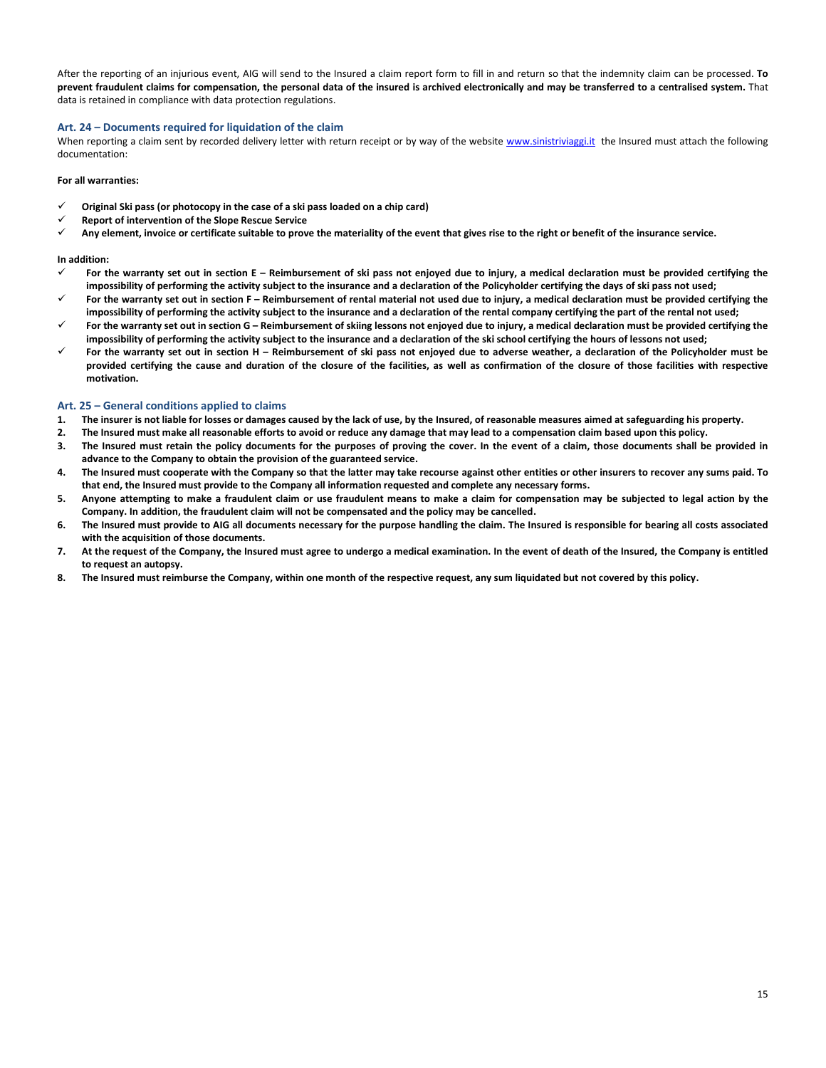After the reporting of an injurious event, AIG will send to the Insured a claim report form to fill in and return so that the indemnity claim can be processed. **To prevent fraudulent claims for compensation, the personal data of the insured is archived electronically and may be transferred to a centralised system.** That data is retained in compliance with data protection regulations.

### Art. 24 – Documents required for liquidation of the claim

When reporting a claim sent by recorded delivery letter with return receipt or by way of the website www.sinistriviaggi.it the Insured must attach the following documentation:

**For all warranties:**

- ✓ **Original Ski pass (or photocopy in the case of a ski pass loaded on a chip card)**
- ✓ **Report of intervention of the Slope Rescue Service**
- ✓ **Any element, invoice or certificate suitable to prove the materiality of the event that gives rise to the right or benefit of the insurance service.**

**In addition:**

- ✓ **For the warranty set out in section E – Reimbursement of ski pass not enjoyed due to injury, a medical declaration must be provided certifying the impossibility of performing the activity subject to the insurance and a declaration of the Policyholder certifying the days of ski pass not used;**
- ✓ **For the warranty set out in section F – Reimbursement of rental material not used due to injury, a medical declaration must be provided certifying the impossibility of performing the activity subject to the insurance and a declaration of the rental company certifying the part of the rental not used;**
- ✓ **For the warranty set out in section G – Reimbursement of skiing lessons not enjoyed due to injury, a medical declaration must be provided certifying the impossibility of performing the activity subject to the insurance and a declaration of the ski school certifying the hours of lessons not used;**
- ✓ **For the warranty set out in section H – Reimbursement of ski pass not enjoyed due to adverse weather, a declaration of the Policyholder must be provided certifying the cause and duration of the closure of the facilities, as well as confirmation of the closure of those facilities with respective motivation.**

### Art. 25 – General conditions applied to claims

1. **The insurer is not liable for losses or damages caused by the lack of use, by the Insured, of reasonable measures aimed at safeguarding his property.**
2. **The Insured must make all reasonable efforts to avoid or reduce any damage that may lead to a compensation claim based upon this policy.**
3. **The Insured must retain the policy documents for the purposes of proving the cover. In the event of a claim, those documents shall be provided in advance to the Company to obtain the provision of the guaranteed service.**
4. **The Insured must cooperate with the Company so that the latter may take recourse against other entities or other insurers to recover any sums paid. To that end, the Insured must provide to the Company all information requested and complete any necessary forms.**
5. **Anyone attempting to make a fraudulent claim or use fraudulent means to make a claim for compensation may be subjected to legal action by the Company. In addition, the fraudulent claim will not be compensated and the policy may be cancelled.**
6. **The Insured must provide to AIG all documents necessary for the purpose handling the claim. The Insured is responsible for bearing all costs associated with the acquisition of those documents.**
7. **At the request of the Company, the Insured must agree to undergo a medical examination. In the event of death of the Insured, the Company is entitled to request an autopsy.**
8. **The Insured must reimburse the Company, within one month of the respective request, any sum liquidated but not covered by this policy.**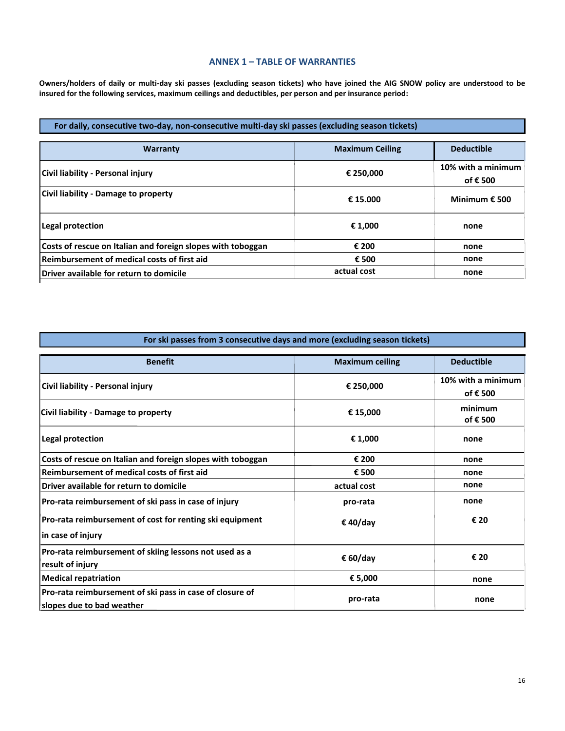## ANNEX 1 – TABLE OF WARRANTIES

**Owners/holders of daily or multi-day ski passes (excluding season tickets) who have joined the AIG SNOW policy are understood to be insured for the following services, maximum ceilings and deductibles, per person and per insurance period:**

| For daily, consecutive two-day, non-consecutive multi-day ski passes (excluding season tickets) | | |
|---|---|---|
| **Warranty** | **Maximum Ceiling** | **Deductible** |
| Civil liability - Personal injury | € 250,000 | 10% with a minimum of € 500 |
| Civil liability - Damage to property | € 15.000 | Minimum € 500 |
| Legal protection | € 1,000 | none |
| Costs of rescue on Italian and foreign slopes with toboggan | € 200 | none |
| Reimbursement of medical costs of first aid | € 500 | none |
| Driver available for return to domicile | actual cost | none |

| For ski passes from 3 consecutive days and more (excluding season tickets) | | |
|---|---|---|
| **Benefit** | **Maximum ceiling** | **Deductible** |
| Civil liability - Personal injury | € 250,000 | 10% with a minimum of € 500 |
| Civil liability - Damage to property | € 15,000 | minimum of € 500 |
| Legal protection | € 1,000 | none |
| Costs of rescue on Italian and foreign slopes with toboggan | € 200 | none |
| Reimbursement of medical costs of first aid | € 500 | none |
| Driver available for return to domicile | actual cost | none |
| Pro-rata reimbursement of ski pass in case of injury | pro-rata | none |
| Pro-rata reimbursement of cost for renting ski equipment in case of injury | € 40/day | € 20 |
| Pro-rata reimbursement of skiing lessons not used as a result of injury | € 60/day | € 20 |
| Medical repatriation | € 5,000 | none |
| Pro-rata reimbursement of ski pass in case of closure of slopes due to bad weather | pro-rata | none |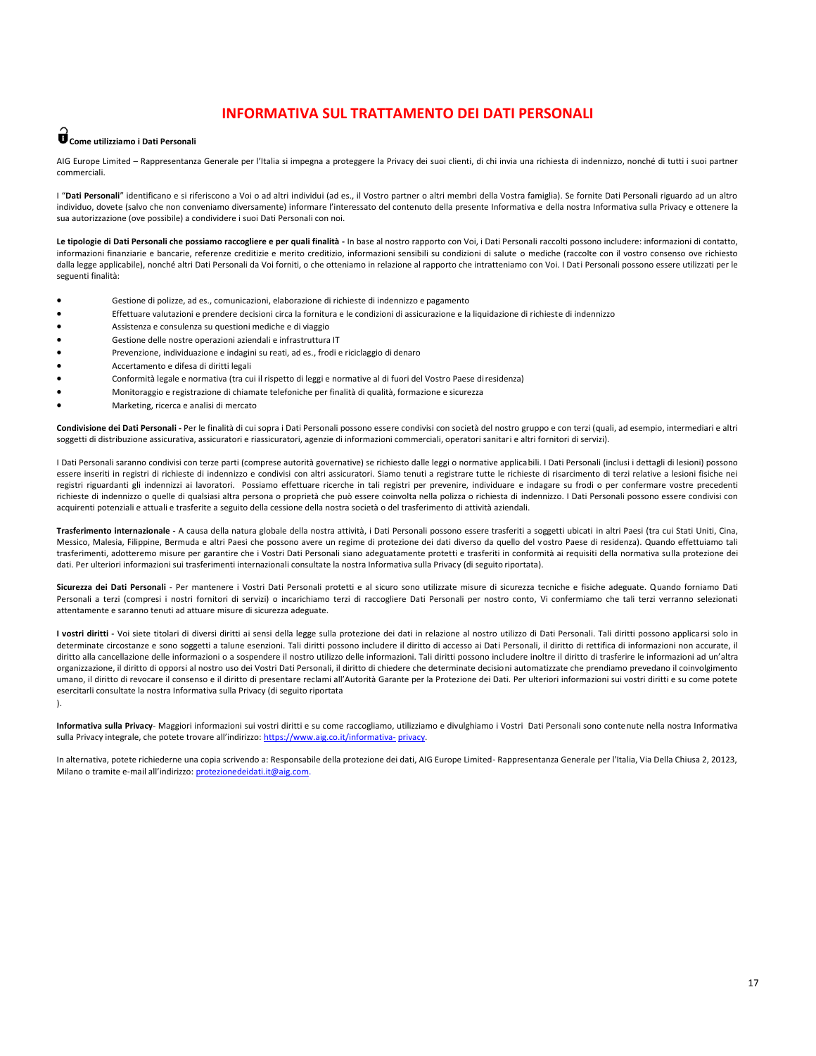# INFORMATIVA SUL TRATTAMENTO DEI DATI PERSONALI

**Come utilizziamo i Dati Personali**

AIG Europe Limited – Rappresentanza Generale per l'Italia si impegna a proteggere la Privacy dei suoi clienti, di chi invia una richiesta di indennizzo, nonché di tutti i suoi partner commerciali.

I "**Dati Personali**" identificano e si riferiscono a Voi o ad altri individui (ad es., il Vostro partner o altri membri della Vostra famiglia). Se fornite Dati Personali riguardo ad un altro individuo, dovete (salvo che non conveniamo diversamente) informare l'interessato del contenuto della presente Informativa e della nostra Informativa sulla Privacy e ottenere la sua autorizzazione (ove possibile) a condividere i suoi Dati Personali con noi.

**Le tipologie di Dati Personali che possiamo raccogliere e per quali finalità -** In base al nostro rapporto con Voi, i Dati Personali raccolti possono includere: informazioni di contatto, informazioni finanziarie e bancarie, referenze creditizie e merito creditizio, informazioni sensibili su condizioni di salute o mediche (raccolte con il vostro consenso ove richiesto dalla legge applicabile), nonché altri Dati Personali da Voi forniti, o che otteniamo in relazione al rapporto che intratteniamo con Voi. I Dati Personali possono essere utilizzati per le seguenti finalità:

- Gestione di polizze, ad es., comunicazioni, elaborazione di richieste di indennizzo e pagamento
- Effettuare valutazioni e prendere decisioni circa la fornitura e le condizioni di assicurazione e la liquidazione di richieste di indennizzo
- Assistenza e consulenza su questioni mediche e di viaggio
- Gestione delle nostre operazioni aziendali e infrastruttura IT
- Prevenzione, individuazione e indagini su reati, ad es., frodi e riciclaggio di denaro
- Accertamento e difesa di diritti legali
- Conformità legale e normativa (tra cui il rispetto di leggi e normative al di fuori del Vostro Paese di residenza)
- Monitoraggio e registrazione di chiamate telefoniche per finalità di qualità, formazione e sicurezza
- Marketing, ricerca e analisi di mercato

**Condivisione dei Dati Personali -** Per le finalità di cui sopra i Dati Personali possono essere condivisi con società del nostro gruppo e con terzi (quali, ad esempio, intermediari e altri soggetti di distribuzione assicurativa, assicuratori e riassicuratori, agenzie di informazioni commerciali, operatori sanitari e altri fornitori di servizi).

I Dati Personali saranno condivisi con terze parti (comprese autorità governative) se richiesto dalle leggi o normative applicabili. I Dati Personali (inclusi i dettagli di lesioni) possono essere inseriti in registri di richieste di indennizzo e condivisi con altri assicuratori. Siamo tenuti a registrare tutte le richieste di risarcimento di terzi relative a lesioni fisiche nei registri riguardanti gli indennizzi ai lavoratori. Possiamo effettuare ricerche in tali registri per prevenire, individuare e indagare su frodi o per confermare vostre precedenti richieste di indennizzo o quelle di qualsiasi altra persona o proprietà che può essere coinvolta nella polizza o richiesta di indennizzo. I Dati Personali possono essere condivisi con acquirenti potenziali e attuali e trasferite a seguito della cessione della nostra società o del trasferimento di attività aziendali.

**Trasferimento internazionale -** A causa della natura globale della nostra attività, i Dati Personali possono essere trasferiti a soggetti ubicati in altri Paesi (tra cui Stati Uniti, Cina, Messico, Malesia, Filippine, Bermuda e altri Paesi che possono avere un regime di protezione dei dati diverso da quello del vostro Paese di residenza). Quando effettuiamo tali trasferimenti, adotteremo misure per garantire che i Vostri Dati Personali siano adeguatamente protetti e trasferiti in conformità ai requisiti della normativa sulla protezione dei dati. Per ulteriori informazioni sui trasferimenti internazionali consultate la nostra Informativa sulla Privacy (di seguito riportata).

**Sicurezza dei Dati Personali** - Per mantenere i Vostri Dati Personali protetti e al sicuro sono utilizzate misure di sicurezza tecniche e fisiche adeguate. Quando forniamo Dati Personali a terzi (compresi i nostri fornitori di servizi) o incarichiamo terzi di raccogliere Dati Personali per nostro conto, Vi confermiamo che tali terzi verranno selezionati attentamente e saranno tenuti ad attuare misure di sicurezza adeguate.

**I vostri diritti -** Voi siete titolari di diversi diritti ai sensi della legge sulla protezione dei dati in relazione al nostro utilizzo di Dati Personali. Tali diritti possono applicarsi solo in determinate circostanze e sono soggetti a talune esenzioni. Tali diritti possono includere il diritto di accesso ai Dati Personali, il diritto di rettifica di informazioni non accurate, il diritto alla cancellazione delle informazioni o a sospendere il nostro utilizzo delle informazioni. Tali diritti possono includere inoltre il diritto di trasferire le informazioni ad un'altra organizzazione, il diritto di opporsi al nostro uso dei Vostri Dati Personali, il diritto di chiedere che determinate decisioni automatizzate che prendiamo prevedano il coinvolgimento umano, il diritto di revocare il consenso e il diritto di presentare reclami all'Autorità Garante per la Protezione dei Dati. Per ulteriori informazioni sui vostri diritti e su come potete esercitarli consultate la nostra Informativa sulla Privacy (di seguito riportata
).

**Informativa sulla Privacy**- Maggiori informazioni sui vostri diritti e su come raccogliamo, utilizziamo e divulghiamo i Vostri Dati Personali sono contenute nella nostra Informativa sulla Privacy integrale, che potete trovare all'indirizzo: https://www.aig.co.it/informativa- privacy.

In alternativa, potete richiederne una copia scrivendo a: Responsabile della protezione dei dati, AIG Europe Limited- Rappresentanza Generale per l'Italia, Via Della Chiusa 2, 20123, Milano o tramite e-mail all'indirizzo: protezionedeidati.it@aig.com.